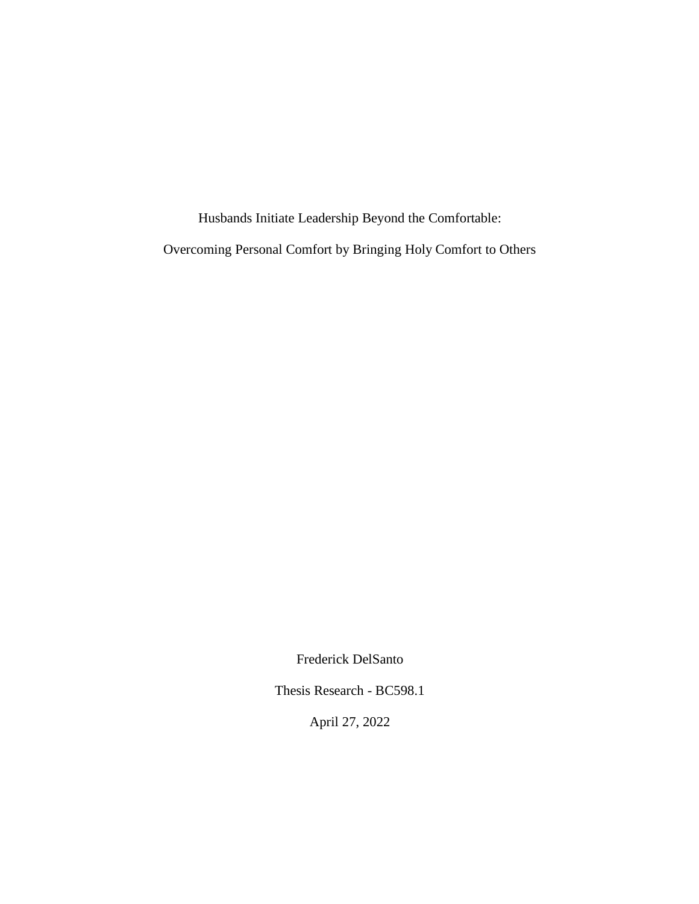# Husbands Initiate Leadership Beyond the Comfortable:

## Overcoming Personal Comfort by Bringing Holy Comfort to Others

Frederick DelSanto

Thesis Research - BC598.1

April 27, 2022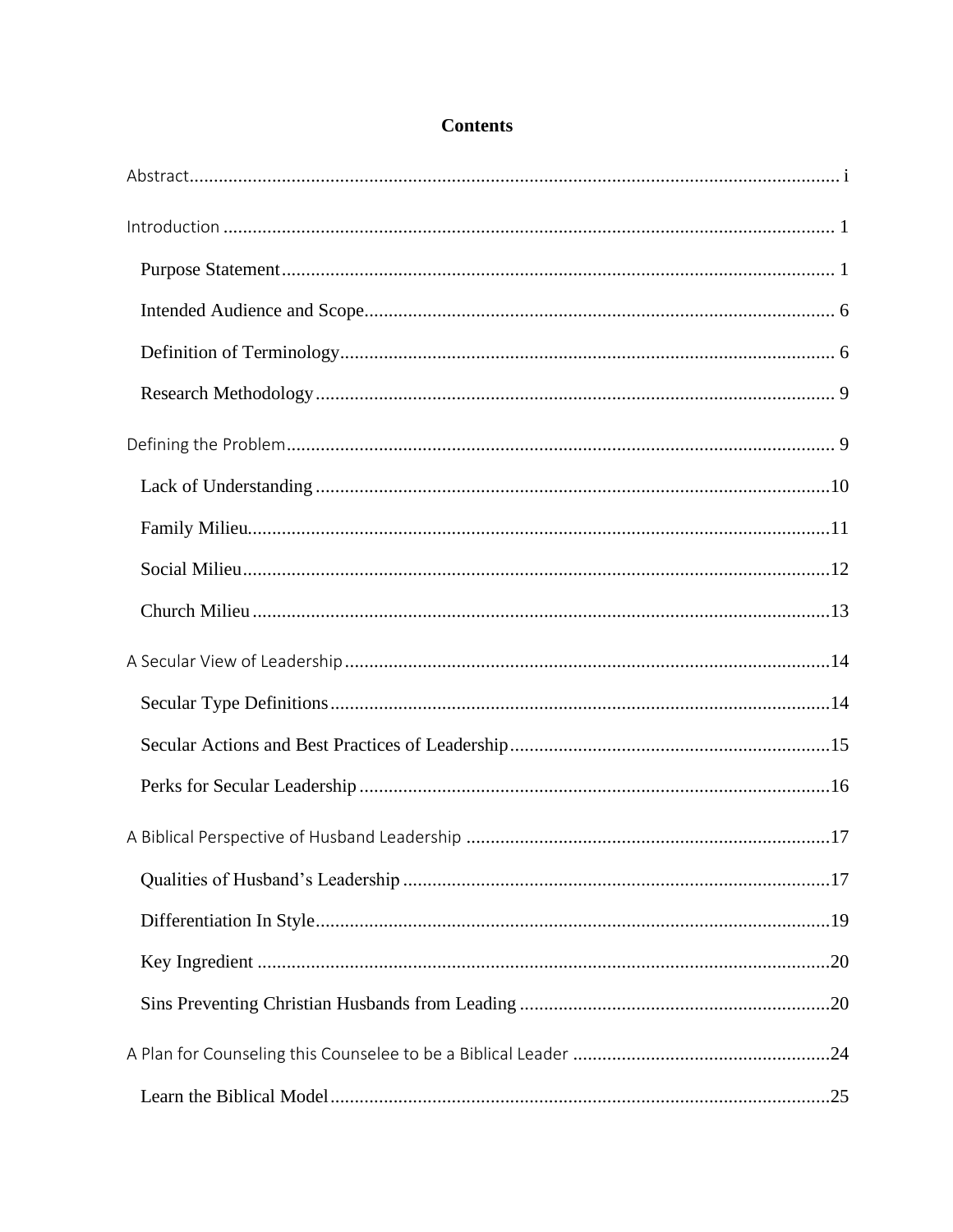# Contents

Abstract .......................................................................................................................... i

Introduction ...................................................................................................................... 1

- Purpose Statement .................................................................................................... 1
- Intended Audience and Scope .................................................................................. 6
- Definition of Terminology ........................................................................................ 6
- Research Methodology ............................................................................................. 9

Defining the Problem ........................................................................................................ 9

- Lack of Understanding ........................................................................................... 10
- Family Milieu ......................................................................................................... 11
- Social Milieu .......................................................................................................... 12
- Church Milieu ........................................................................................................ 13

A Secular View of Leadership ....................................................................................... 14

- Secular Type Definitions ........................................................................................ 14
- Secular Actions and Best Practices of Leadership .................................................. 15
- Perks for Secular Leadership .................................................................................. 16

A Biblical Perspective of Husband Leadership .............................................................. 17

- Qualities of Husband's Leadership ......................................................................... 17
- Differentiation In Style ........................................................................................... 19
- Key Ingredient ........................................................................................................ 20
- Sins Preventing Christian Husbands from Leading ................................................ 20

A Plan for Counseling this Counselee to be a Biblical Leader ....................................... 24

- Learn the Biblical Model ........................................................................................ 25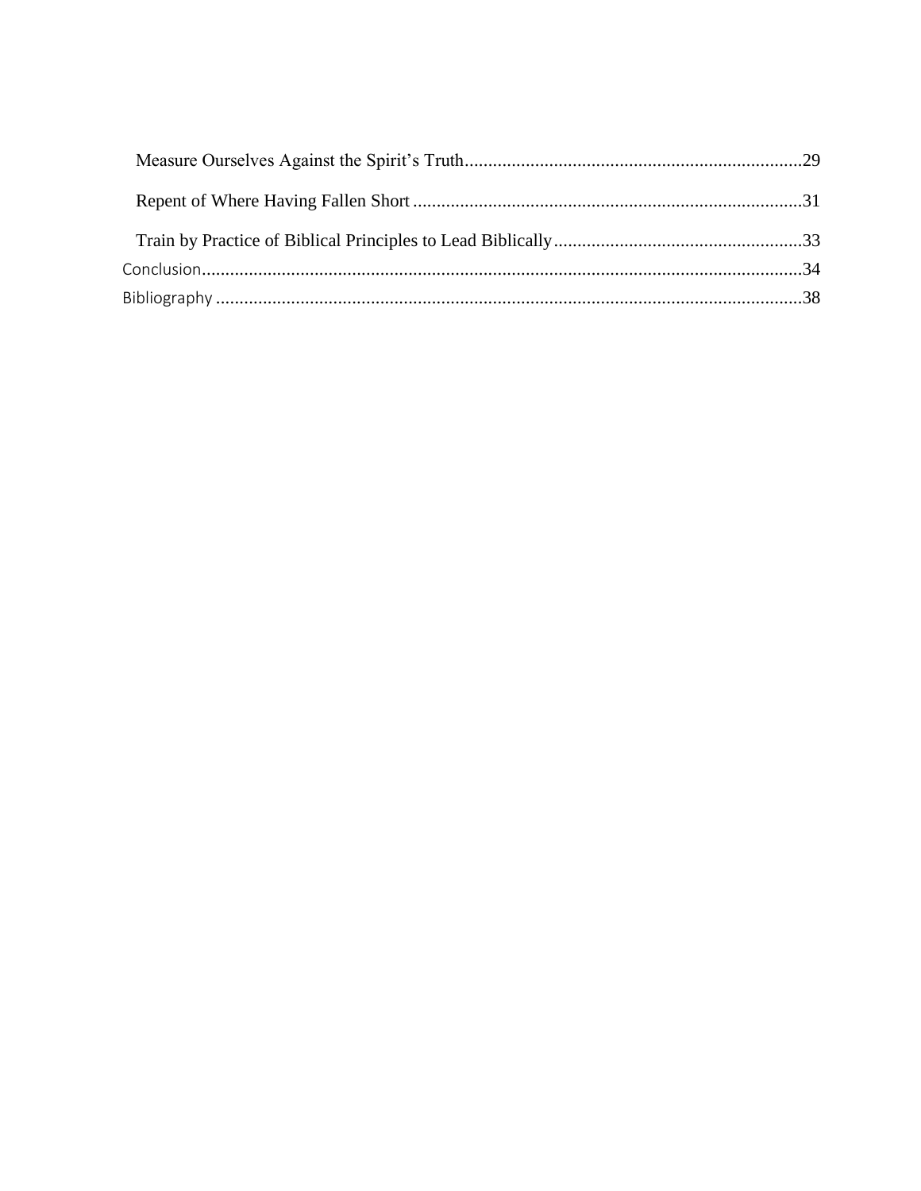Measure Ourselves Against the Spirit's Truth........................................................................29

Repent of Where Having Fallen Short...................................................................................31

Train by Practice of Biblical Principles to Lead Biblically.....................................................33

Conclusion.................................................................................................................................34

Bibliography..............................................................................................................................38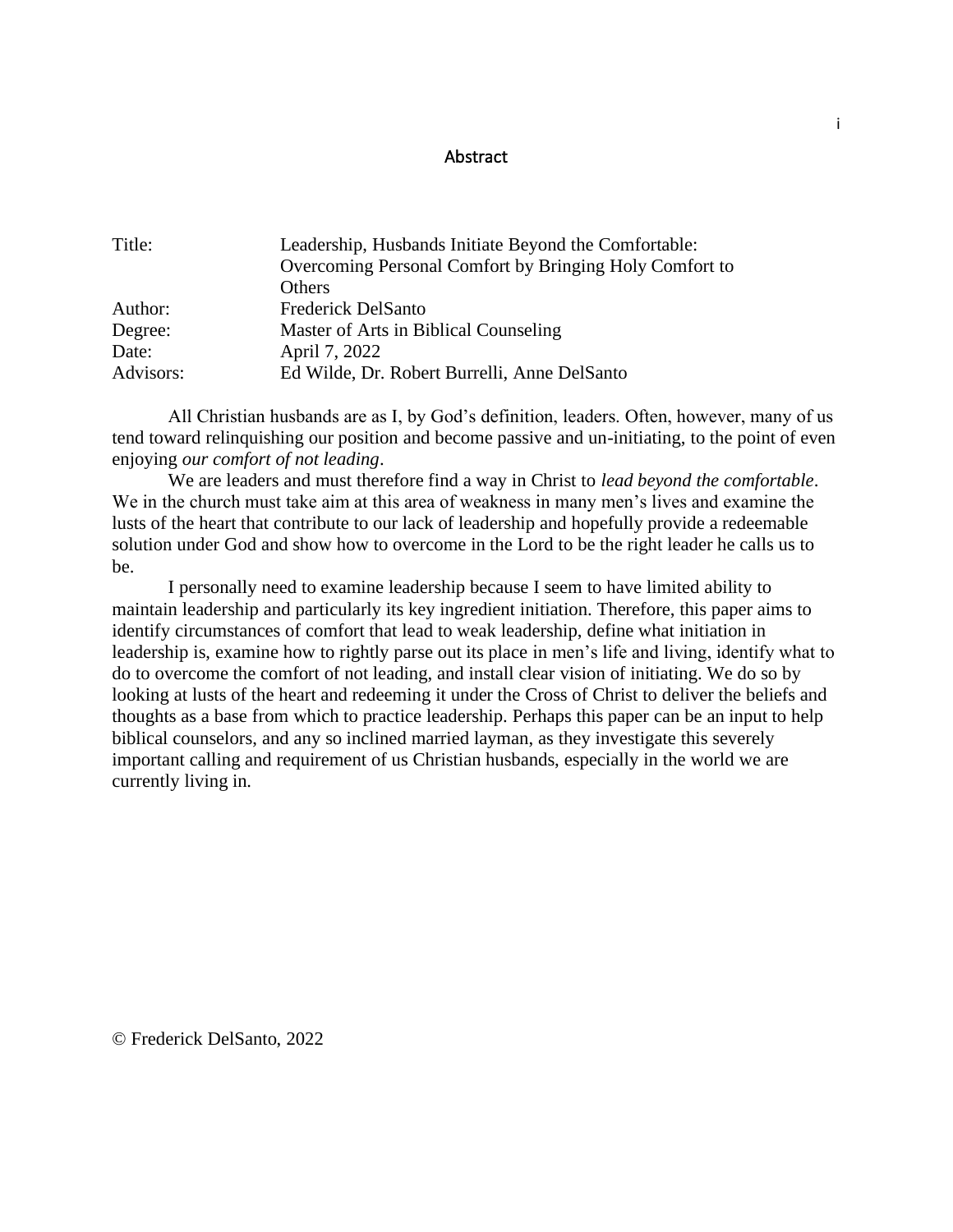# Abstract

| | |
|---|---|
| Title: | Leadership, Husbands Initiate Beyond the Comfortable: Overcoming Personal Comfort by Bringing Holy Comfort to Others |
| Author: | Frederick DelSanto |
| Degree: | Master of Arts in Biblical Counseling |
| Date: | April 7, 2022 |
| Advisors: | Ed Wilde, Dr. Robert Burrelli, Anne DelSanto |

All Christian husbands are as I, by God's definition, leaders. Often, however, many of us tend toward relinquishing our position and become passive and un-initiating, to the point of even enjoying *our comfort of not leading*.

We are leaders and must therefore find a way in Christ to *lead beyond the comfortable*. We in the church must take aim at this area of weakness in many men's lives and examine the lusts of the heart that contribute to our lack of leadership and hopefully provide a redeemable solution under God and show how to overcome in the Lord to be the right leader he calls us to be.

I personally need to examine leadership because I seem to have limited ability to maintain leadership and particularly its key ingredient initiation. Therefore, this paper aims to identify circumstances of comfort that lead to weak leadership, define what initiation in leadership is, examine how to rightly parse out its place in men's life and living, identify what to do to overcome the comfort of not leading, and install clear vision of initiating. We do so by looking at lusts of the heart and redeeming it under the Cross of Christ to deliver the beliefs and thoughts as a base from which to practice leadership. Perhaps this paper can be an input to help biblical counselors, and any so inclined married layman, as they investigate this severely important calling and requirement of us Christian husbands, especially in the world we are currently living in.

© Frederick DelSanto, 2022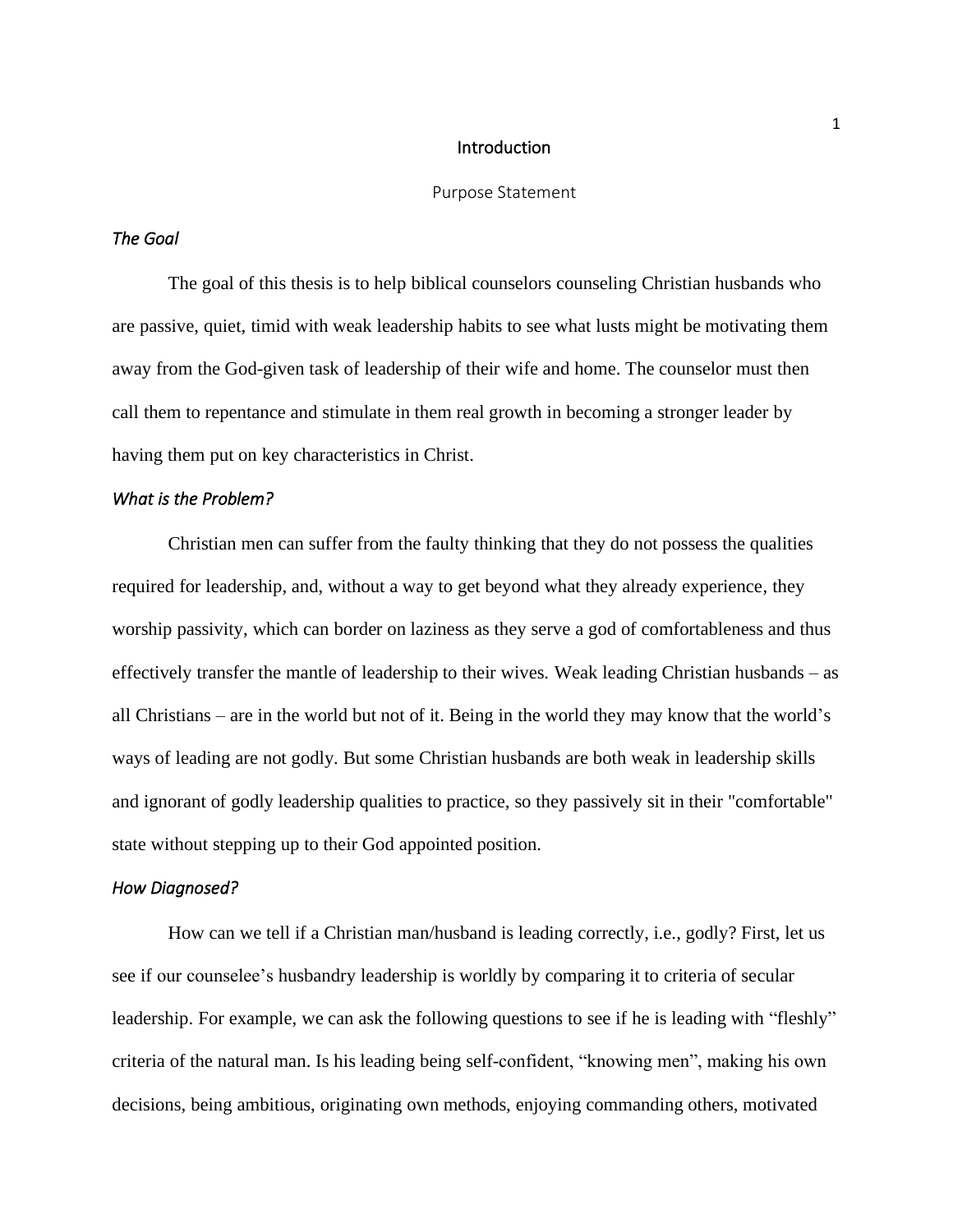# Introduction

## Purpose Statement

### *The Goal*

The goal of this thesis is to help biblical counselors counseling Christian husbands who are passive, quiet, timid with weak leadership habits to see what lusts might be motivating them away from the God-given task of leadership of their wife and home. The counselor must then call them to repentance and stimulate in them real growth in becoming a stronger leader by having them put on key characteristics in Christ.

### *What is the Problem?*

Christian men can suffer from the faulty thinking that they do not possess the qualities required for leadership, and, without a way to get beyond what they already experience, they worship passivity, which can border on laziness as they serve a god of comfortableness and thus effectively transfer the mantle of leadership to their wives. Weak leading Christian husbands – as all Christians – are in the world but not of it. Being in the world they may know that the world's ways of leading are not godly. But some Christian husbands are both weak in leadership skills and ignorant of godly leadership qualities to practice, so they passively sit in their "comfortable" state without stepping up to their God appointed position.

### *How Diagnosed?*

How can we tell if a Christian man/husband is leading correctly, i.e., godly? First, let us see if our counselee's husbandry leadership is worldly by comparing it to criteria of secular leadership. For example, we can ask the following questions to see if he is leading with "fleshly" criteria of the natural man. Is his leading being self-confident, "knowing men", making his own decisions, being ambitious, originating own methods, enjoying commanding others, motivated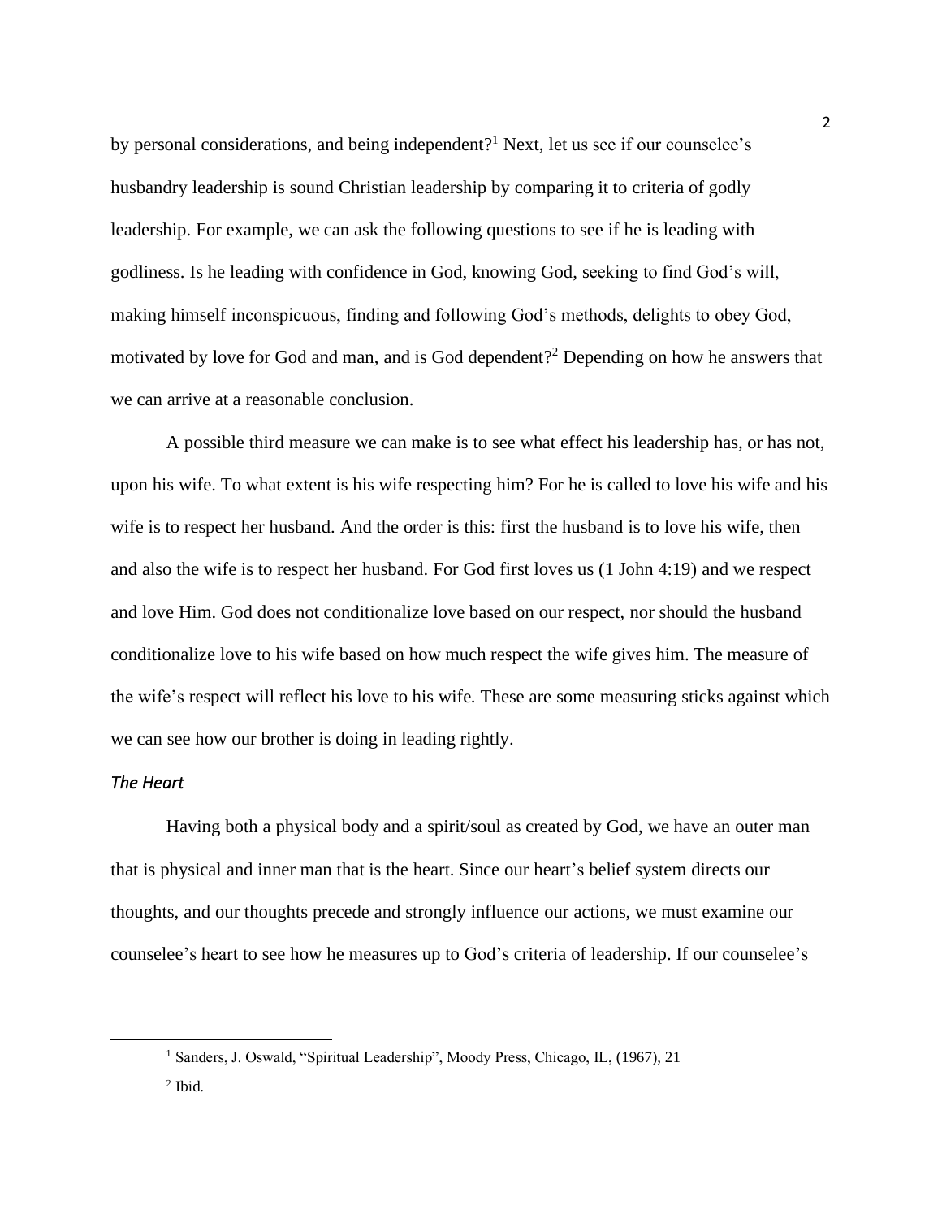by personal considerations, and being independent?[1] Next, let us see if our counselee's husbandry leadership is sound Christian leadership by comparing it to criteria of godly leadership. For example, we can ask the following questions to see if he is leading with godliness. Is he leading with confidence in God, knowing God, seeking to find God's will, making himself inconspicuous, finding and following God's methods, delights to obey God, motivated by love for God and man, and is God dependent?[2] Depending on how he answers that we can arrive at a reasonable conclusion.

A possible third measure we can make is to see what effect his leadership has, or has not, upon his wife. To what extent is his wife respecting him? For he is called to love his wife and his wife is to respect her husband. And the order is this: first the husband is to love his wife, then and also the wife is to respect her husband. For God first loves us (1 John 4:19) and we respect and love Him. God does not conditionalize love based on our respect, nor should the husband conditionalize love to his wife based on how much respect the wife gives him. The measure of the wife's respect will reflect his love to his wife. These are some measuring sticks against which we can see how our brother is doing in leading rightly.

*The Heart*

Having both a physical body and a spirit/soul as created by God, we have an outer man that is physical and inner man that is the heart. Since our heart's belief system directs our thoughts, and our thoughts precede and strongly influence our actions, we must examine our counselee's heart to see how he measures up to God's criteria of leadership. If our counselee's

---

[1] Sanders, J. Oswald, "Spiritual Leadership", Moody Press, Chicago, IL, (1967), 21

[2] Ibid.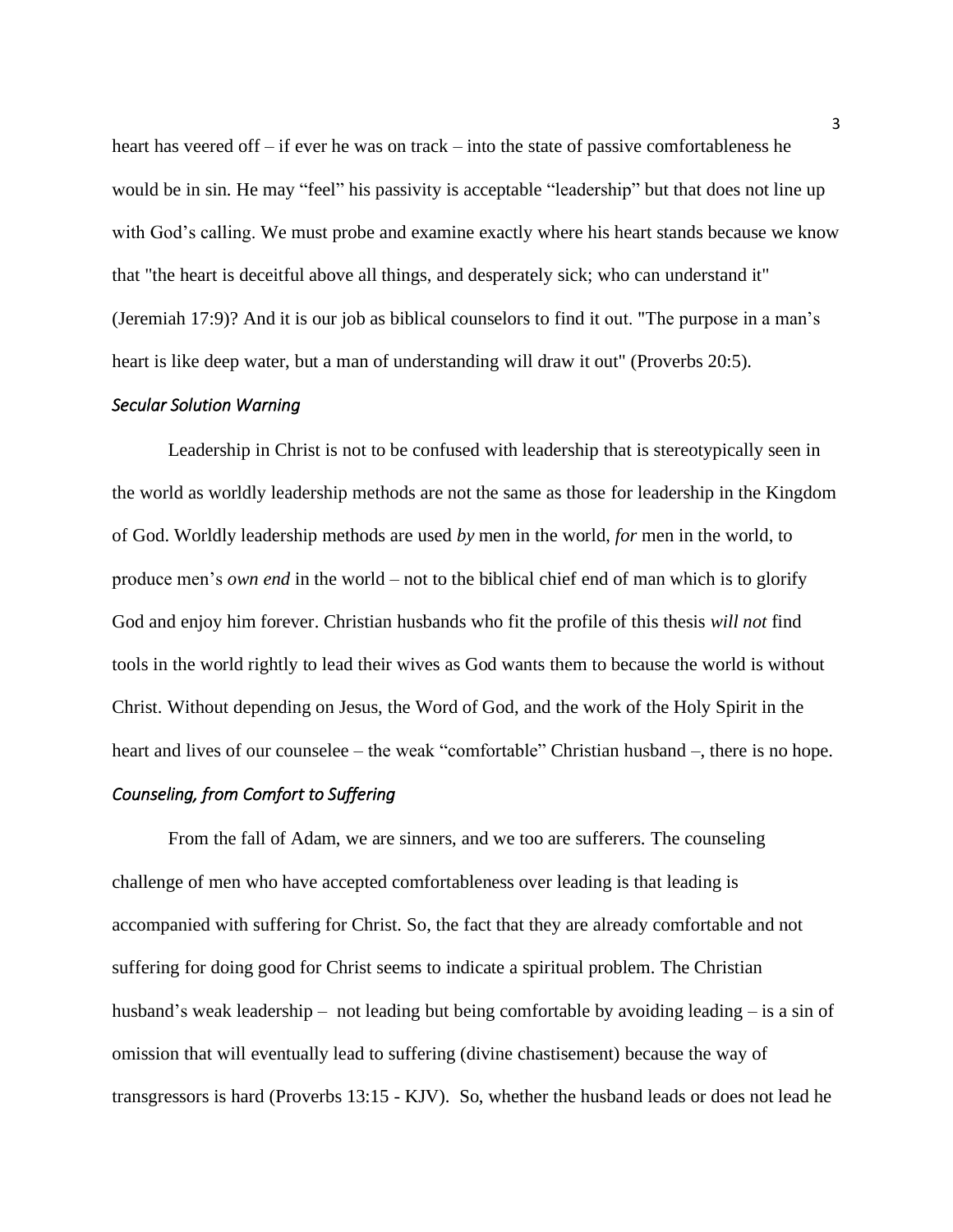heart has veered off – if ever he was on track – into the state of passive comfortableness he would be in sin. He may "feel" his passivity is acceptable "leadership" but that does not line up with God's calling. We must probe and examine exactly where his heart stands because we know that "the heart is deceitful above all things, and desperately sick; who can understand it" (Jeremiah 17:9)? And it is our job as biblical counselors to find it out. "The purpose in a man's heart is like deep water, but a man of understanding will draw it out" (Proverbs 20:5).

### *Secular Solution Warning*

Leadership in Christ is not to be confused with leadership that is stereotypically seen in the world as worldly leadership methods are not the same as those for leadership in the Kingdom of God. Worldly leadership methods are used *by* men in the world, *for* men in the world, to produce men's *own end* in the world – not to the biblical chief end of man which is to glorify God and enjoy him forever. Christian husbands who fit the profile of this thesis *will not* find tools in the world rightly to lead their wives as God wants them to because the world is without Christ. Without depending on Jesus, the Word of God, and the work of the Holy Spirit in the heart and lives of our counselee – the weak "comfortable" Christian husband –, there is no hope.

### *Counseling, from Comfort to Suffering*

From the fall of Adam, we are sinners, and we too are sufferers. The counseling challenge of men who have accepted comfortableness over leading is that leading is accompanied with suffering for Christ. So, the fact that they are already comfortable and not suffering for doing good for Christ seems to indicate a spiritual problem. The Christian husband's weak leadership – not leading but being comfortable by avoiding leading – is a sin of omission that will eventually lead to suffering (divine chastisement) because the way of transgressors is hard (Proverbs 13:15 - KJV). So, whether the husband leads or does not lead he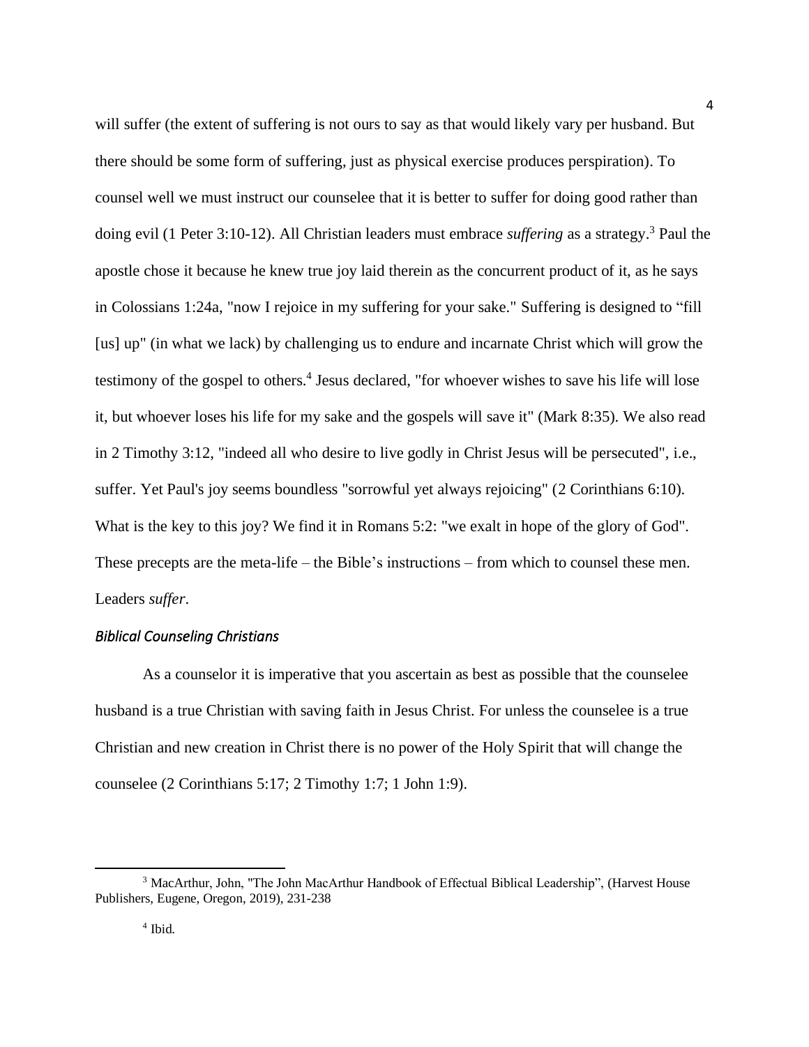will suffer (the extent of suffering is not ours to say as that would likely vary per husband. But there should be some form of suffering, just as physical exercise produces perspiration). To counsel well we must instruct our counselee that it is better to suffer for doing good rather than doing evil (1 Peter 3:10-12). All Christian leaders must embrace ***suffering*** as a strategy.[3] Paul the apostle chose it because he knew true joy laid therein as the concurrent product of it, as he says in Colossians 1:24a, "now I rejoice in my suffering for your sake." Suffering is designed to "fill [us] up" (in what we lack) by challenging us to endure and incarnate Christ which will grow the testimony of the gospel to others.[4] Jesus declared, "for whoever wishes to save his life will lose it, but whoever loses his life for my sake and the gospels will save it" (Mark 8:35). We also read in 2 Timothy 3:12, "indeed all who desire to live godly in Christ Jesus will be persecuted", i.e., suffer. Yet Paul's joy seems boundless "sorrowful yet always rejoicing" (2 Corinthians 6:10). What is the key to this joy? We find it in Romans 5:2: "we exalt in hope of the glory of God". These precepts are the meta-life – the Bible's instructions – from which to counsel these men. Leaders *suffer*.

### *Biblical Counseling Christians*

As a counselor it is imperative that you ascertain as best as possible that the counselee husband is a true Christian with saving faith in Jesus Christ. For unless the counselee is a true Christian and new creation in Christ there is no power of the Holy Spirit that will change the counselee (2 Corinthians 5:17; 2 Timothy 1:7; 1 John 1:9).

---

[3] MacArthur, John, "The John MacArthur Handbook of Effectual Biblical Leadership", (Harvest House Publishers, Eugene, Oregon, 2019), 231-238

[4] Ibid.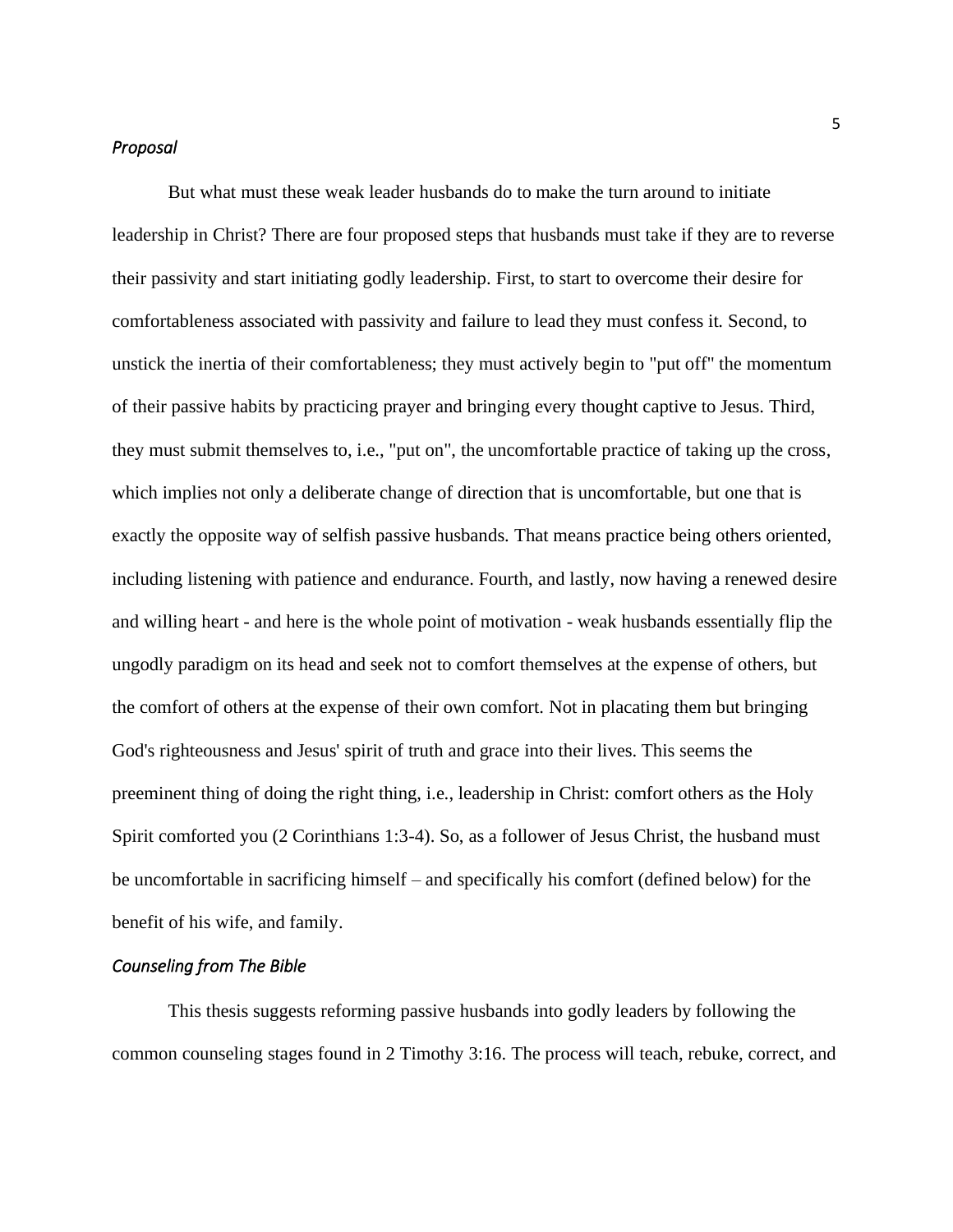*Proposal*

But what must these weak leader husbands do to make the turn around to initiate leadership in Christ? There are four proposed steps that husbands must take if they are to reverse their passivity and start initiating godly leadership. First, to start to overcome their desire for comfortableness associated with passivity and failure to lead they must confess it. Second, to unstick the inertia of their comfortableness; they must actively begin to "put off" the momentum of their passive habits by practicing prayer and bringing every thought captive to Jesus. Third, they must submit themselves to, i.e., "put on", the uncomfortable practice of taking up the cross, which implies not only a deliberate change of direction that is uncomfortable, but one that is exactly the opposite way of selfish passive husbands. That means practice being others oriented, including listening with patience and endurance. Fourth, and lastly, now having a renewed desire and willing heart - and here is the whole point of motivation - weak husbands essentially flip the ungodly paradigm on its head and seek not to comfort themselves at the expense of others, but the comfort of others at the expense of their own comfort. Not in placating them but bringing God's righteousness and Jesus' spirit of truth and grace into their lives. This seems the preeminent thing of doing the right thing, i.e., leadership in Christ: comfort others as the Holy Spirit comforted you (2 Corinthians 1:3-4). So, as a follower of Jesus Christ, the husband must be uncomfortable in sacrificing himself – and specifically his comfort (defined below) for the benefit of his wife, and family.

*Counseling from The Bible*

This thesis suggests reforming passive husbands into godly leaders by following the common counseling stages found in 2 Timothy 3:16. The process will teach, rebuke, correct, and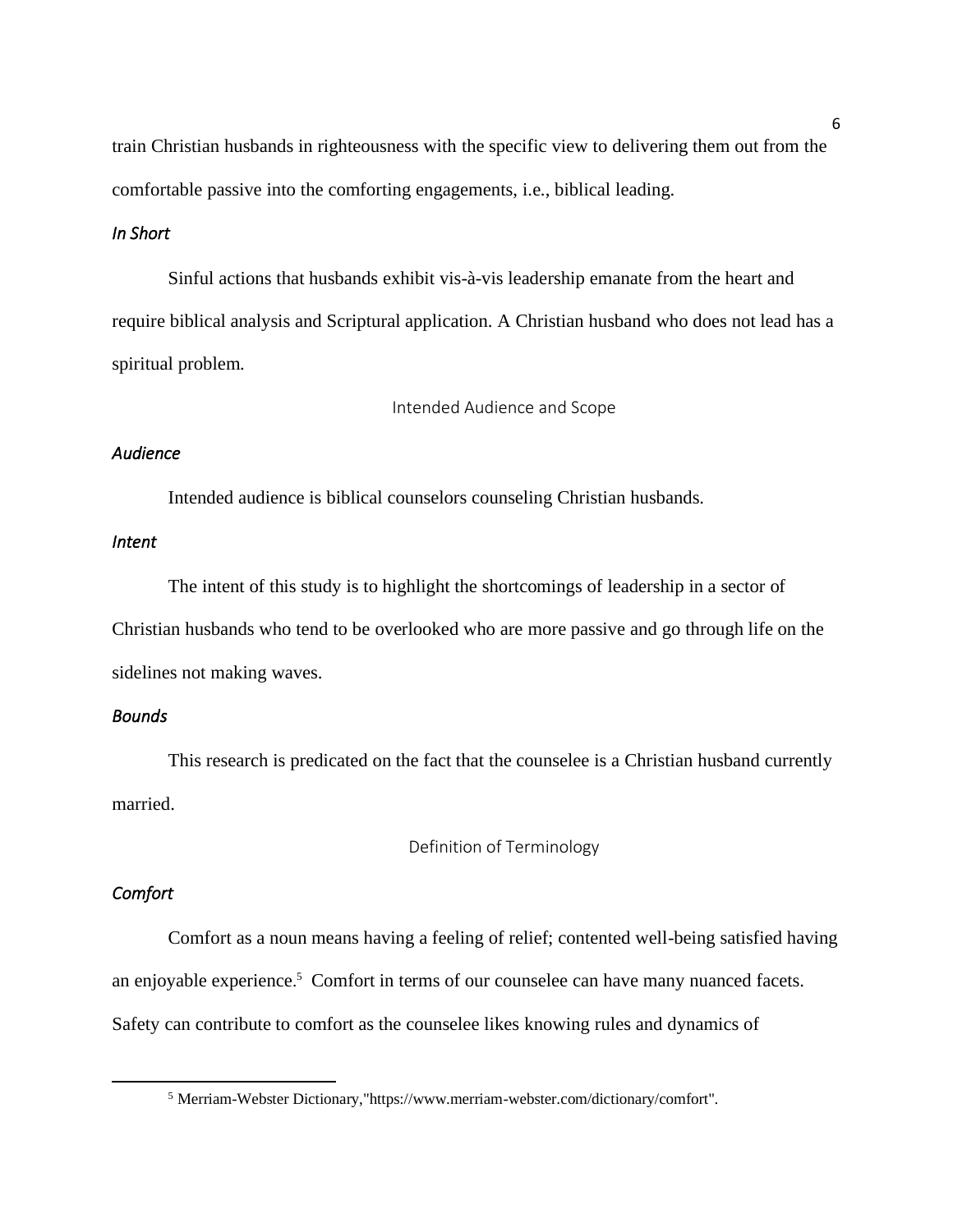train Christian husbands in righteousness with the specific view to delivering them out from the comfortable passive into the comforting engagements, i.e., biblical leading.

### *In Short*

Sinful actions that husbands exhibit vis-à-vis leadership emanate from the heart and require biblical analysis and Scriptural application. A Christian husband who does not lead has a spiritual problem.

## Intended Audience and Scope

### *Audience*

Intended audience is biblical counselors counseling Christian husbands.

### *Intent*

The intent of this study is to highlight the shortcomings of leadership in a sector of Christian husbands who tend to be overlooked who are more passive and go through life on the sidelines not making waves.

### *Bounds*

This research is predicated on the fact that the counselee is a Christian husband currently married.

## Definition of Terminology

### *Comfort*

Comfort as a noun means having a feeling of relief; contented well-being satisfied having an enjoyable experience.[5] Comfort in terms of our counselee can have many nuanced facets. Safety can contribute to comfort as the counselee likes knowing rules and dynamics of

---

[5] Merriam-Webster Dictionary,"https://www.merriam-webster.com/dictionary/comfort".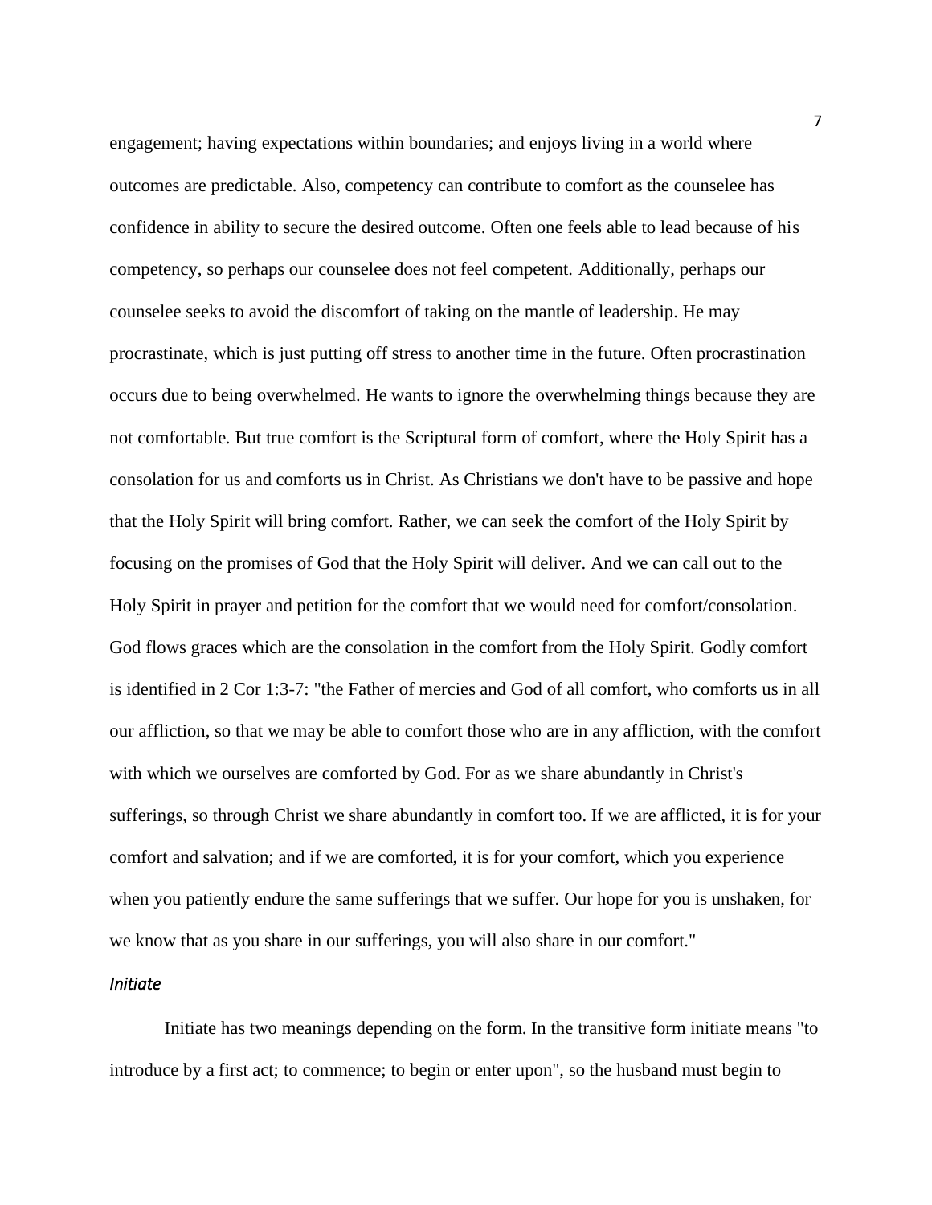engagement; having expectations within boundaries; and enjoys living in a world where outcomes are predictable. Also, competency can contribute to comfort as the counselee has confidence in ability to secure the desired outcome. Often one feels able to lead because of his competency, so perhaps our counselee does not feel competent. Additionally, perhaps our counselee seeks to avoid the discomfort of taking on the mantle of leadership. He may procrastinate, which is just putting off stress to another time in the future. Often procrastination occurs due to being overwhelmed. He wants to ignore the overwhelming things because they are not comfortable. But true comfort is the Scriptural form of comfort, where the Holy Spirit has a consolation for us and comforts us in Christ. As Christians we don't have to be passive and hope that the Holy Spirit will bring comfort. Rather, we can seek the comfort of the Holy Spirit by focusing on the promises of God that the Holy Spirit will deliver. And we can call out to the Holy Spirit in prayer and petition for the comfort that we would need for comfort/consolation. God flows graces which are the consolation in the comfort from the Holy Spirit. Godly comfort is identified in 2 Cor 1:3-7: "the Father of mercies and God of all comfort, who comforts us in all our affliction, so that we may be able to comfort those who are in any affliction, with the comfort with which we ourselves are comforted by God. For as we share abundantly in Christ's sufferings, so through Christ we share abundantly in comfort too. If we are afflicted, it is for your comfort and salvation; and if we are comforted, it is for your comfort, which you experience when you patiently endure the same sufferings that we suffer. Our hope for you is unshaken, for we know that as you share in our sufferings, you will also share in our comfort."

### *Initiate*

Initiate has two meanings depending on the form. In the transitive form initiate means "to introduce by a first act; to commence; to begin or enter upon", so the husband must begin to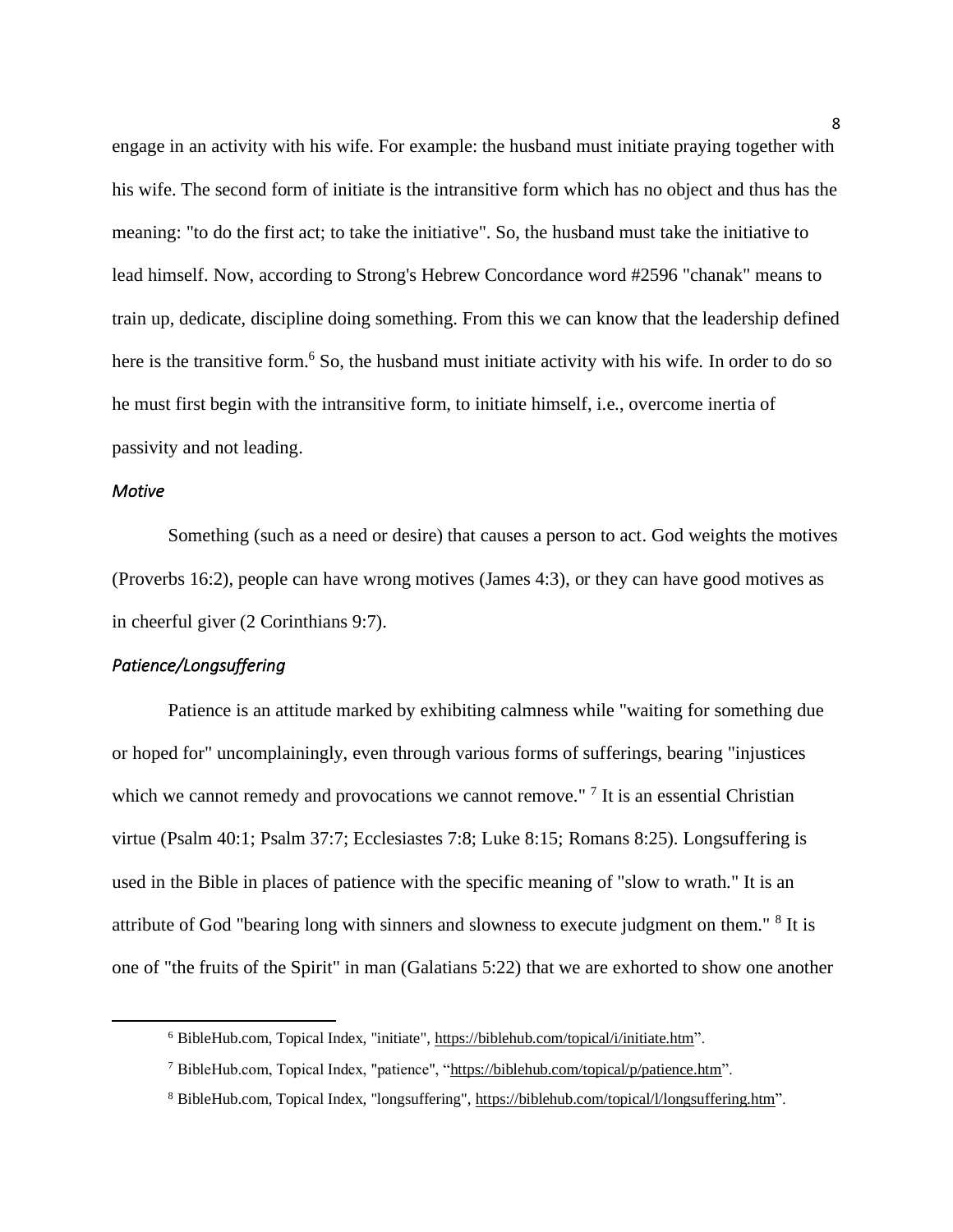engage in an activity with his wife. For example: the husband must initiate praying together with his wife. The second form of initiate is the intransitive form which has no object and thus has the meaning: "to do the first act; to take the initiative". So, the husband must take the initiative to lead himself. Now, according to Strong's Hebrew Concordance word #2596 "chanak" means to train up, dedicate, discipline doing something. From this we can know that the leadership defined here is the transitive form.[6] So, the husband must initiate activity with his wife. In order to do so he must first begin with the intransitive form, to initiate himself, i.e., overcome inertia of passivity and not leading.

### *Motive*

Something (such as a need or desire) that causes a person to act. God weights the motives (Proverbs 16:2), people can have wrong motives (James 4:3), or they can have good motives as in cheerful giver (2 Corinthians 9:7).

### *Patience/Longsuffering*

Patience is an attitude marked by exhibiting calmness while "waiting for something due or hoped for" uncomplainingly, even through various forms of sufferings, bearing "injustices which we cannot remedy and provocations we cannot remove." [7] It is an essential Christian virtue (Psalm 40:1; Psalm 37:7; Ecclesiastes 7:8; Luke 8:15; Romans 8:25). Longsuffering is used in the Bible in places of patience with the specific meaning of "slow to wrath." It is an attribute of God "bearing long with sinners and slowness to execute judgment on them." [8] It is one of "the fruits of the Spirit" in man (Galatians 5:22) that we are exhorted to show one another

---

[6] BibleHub.com, Topical Index, "initiate", https://biblehub.com/topical/i/initiate.htm".

[7] BibleHub.com, Topical Index, "patience", "https://biblehub.com/topical/p/patience.htm".

[8] BibleHub.com, Topical Index, "longsuffering", https://biblehub.com/topical/l/longsuffering.htm".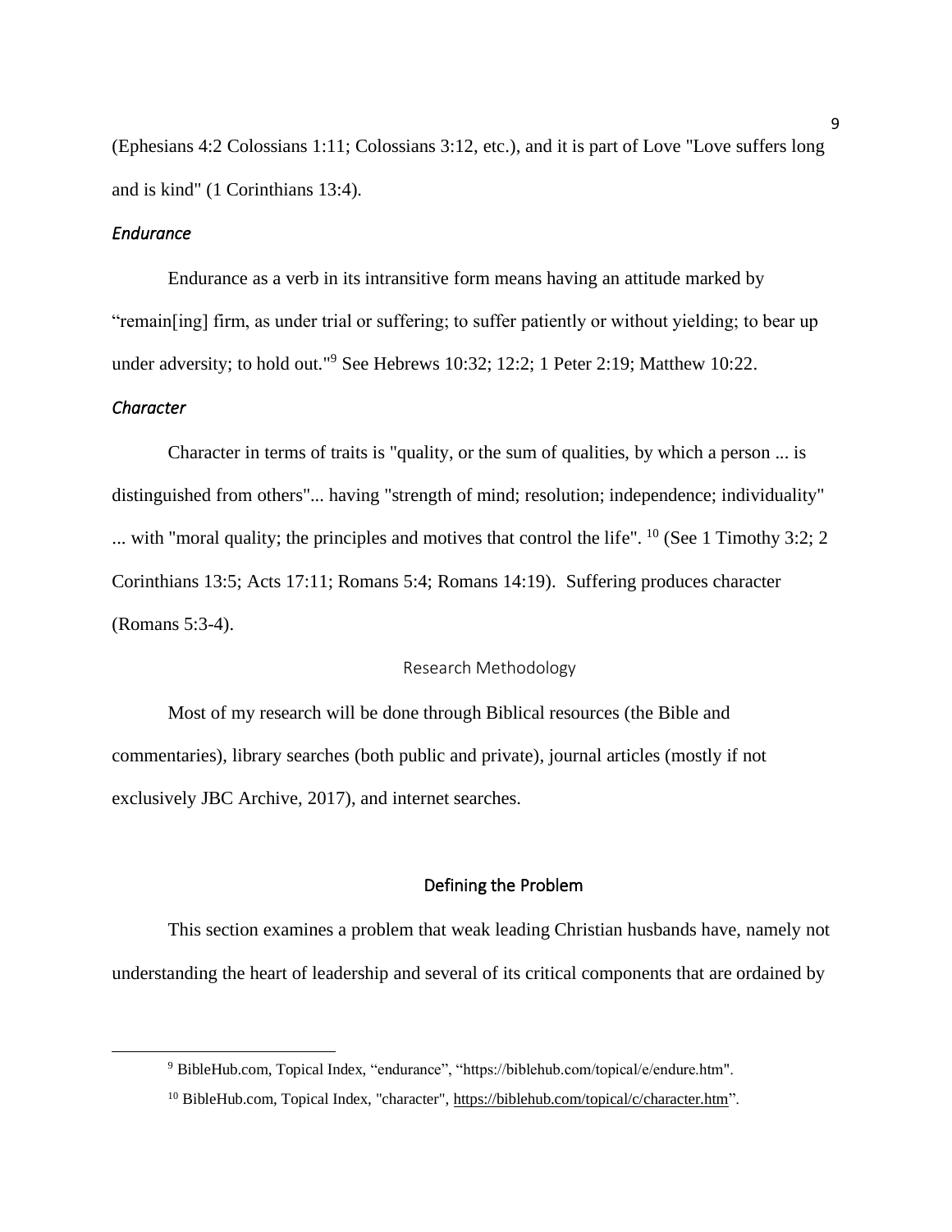(Ephesians 4:2 Colossians 1:11; Colossians 3:12, etc.), and it is part of Love "Love suffers long and is kind" (1 Corinthians 13:4).

### *Endurance*

Endurance as a verb in its intransitive form means having an attitude marked by "remain[ing] firm, as under trial or suffering; to suffer patiently or without yielding; to bear up under adversity; to hold out."[9] See Hebrews 10:32; 12:2; 1 Peter 2:19; Matthew 10:22.

### *Character*

Character in terms of traits is "quality, or the sum of qualities, by which a person ... is distinguished from others"... having "strength of mind; resolution; independence; individuality" ... with "moral quality; the principles and motives that control the life". [10] (See 1 Timothy 3:2; 2 Corinthians 13:5; Acts 17:11; Romans 5:4; Romans 14:19). Suffering produces character (Romans 5:3-4).

## Research Methodology

Most of my research will be done through Biblical resources (the Bible and commentaries), library searches (both public and private), journal articles (mostly if not exclusively JBC Archive, 2017), and internet searches.

## Defining the Problem

This section examines a problem that weak leading Christian husbands have, namely not understanding the heart of leadership and several of its critical components that are ordained by

---

[9] BibleHub.com, Topical Index, "endurance", "https://biblehub.com/topical/e/endure.htm".

[10] BibleHub.com, Topical Index, "character", https://biblehub.com/topical/c/character.htm".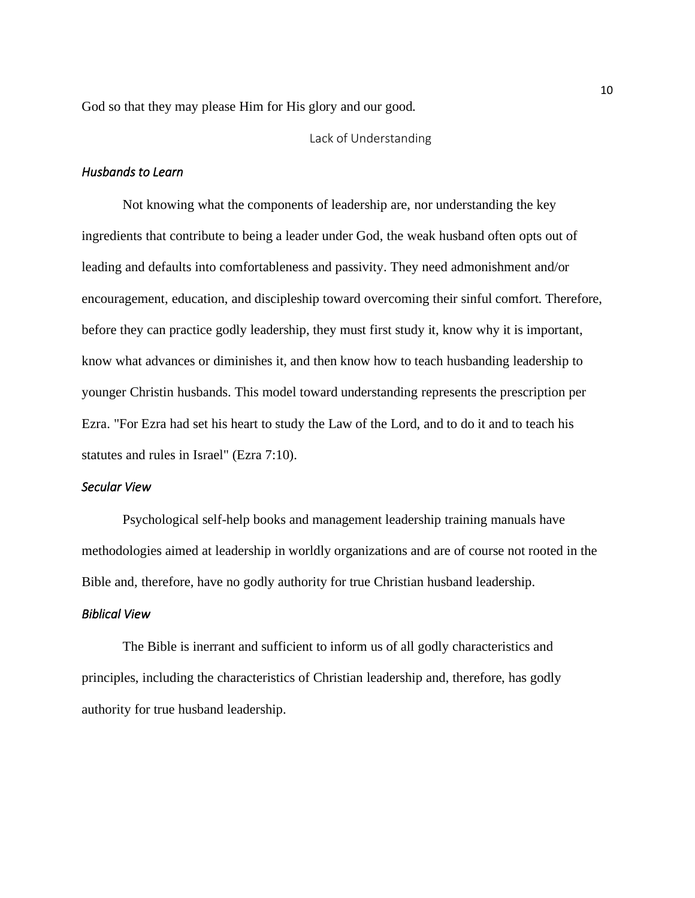God so that they may please Him for His glory and our good.

## Lack of Understanding

### *Husbands to Learn*

Not knowing what the components of leadership are, nor understanding the key ingredients that contribute to being a leader under God, the weak husband often opts out of leading and defaults into comfortableness and passivity. They need admonishment and/or encouragement, education, and discipleship toward overcoming their sinful comfort. Therefore, before they can practice godly leadership, they must first study it, know why it is important, know what advances or diminishes it, and then know how to teach husbanding leadership to younger Christin husbands. This model toward understanding represents the prescription per Ezra. "For Ezra had set his heart to study the Law of the Lord, and to do it and to teach his statutes and rules in Israel" (Ezra 7:10).

### *Secular View*

Psychological self-help books and management leadership training manuals have methodologies aimed at leadership in worldly organizations and are of course not rooted in the Bible and, therefore, have no godly authority for true Christian husband leadership.

### *Biblical View*

The Bible is inerrant and sufficient to inform us of all godly characteristics and principles, including the characteristics of Christian leadership and, therefore, has godly authority for true husband leadership.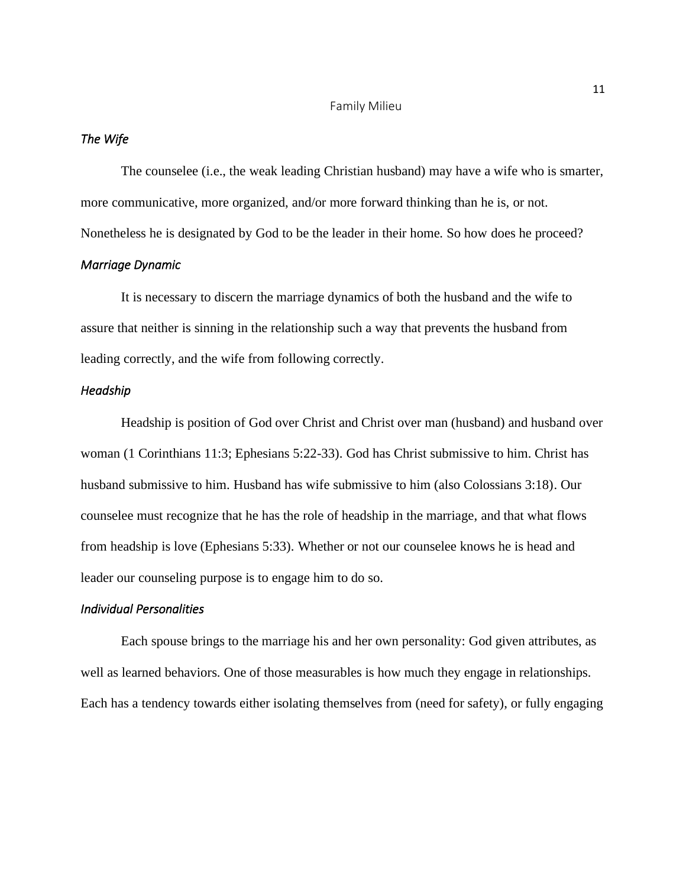*The Wife*

The counselee (i.e., the weak leading Christian husband) may have a wife who is smarter, more communicative, more organized, and/or more forward thinking than he is, or not. Nonetheless he is designated by God to be the leader in their home. So how does he proceed?

*Marriage Dynamic*

It is necessary to discern the marriage dynamics of both the husband and the wife to assure that neither is sinning in the relationship such a way that prevents the husband from leading correctly, and the wife from following correctly.

*Headship*

Headship is position of God over Christ and Christ over man (husband) and husband over woman (1 Corinthians 11:3; Ephesians 5:22-33). God has Christ submissive to him. Christ has husband submissive to him. Husband has wife submissive to him (also Colossians 3:18). Our counselee must recognize that he has the role of headship in the marriage, and that what flows from headship is love (Ephesians 5:33). Whether or not our counselee knows he is head and leader our counseling purpose is to engage him to do so.

*Individual Personalities*

Each spouse brings to the marriage his and her own personality: God given attributes, as well as learned behaviors. One of those measurables is how much they engage in relationships. Each has a tendency towards either isolating themselves from (need for safety), or fully engaging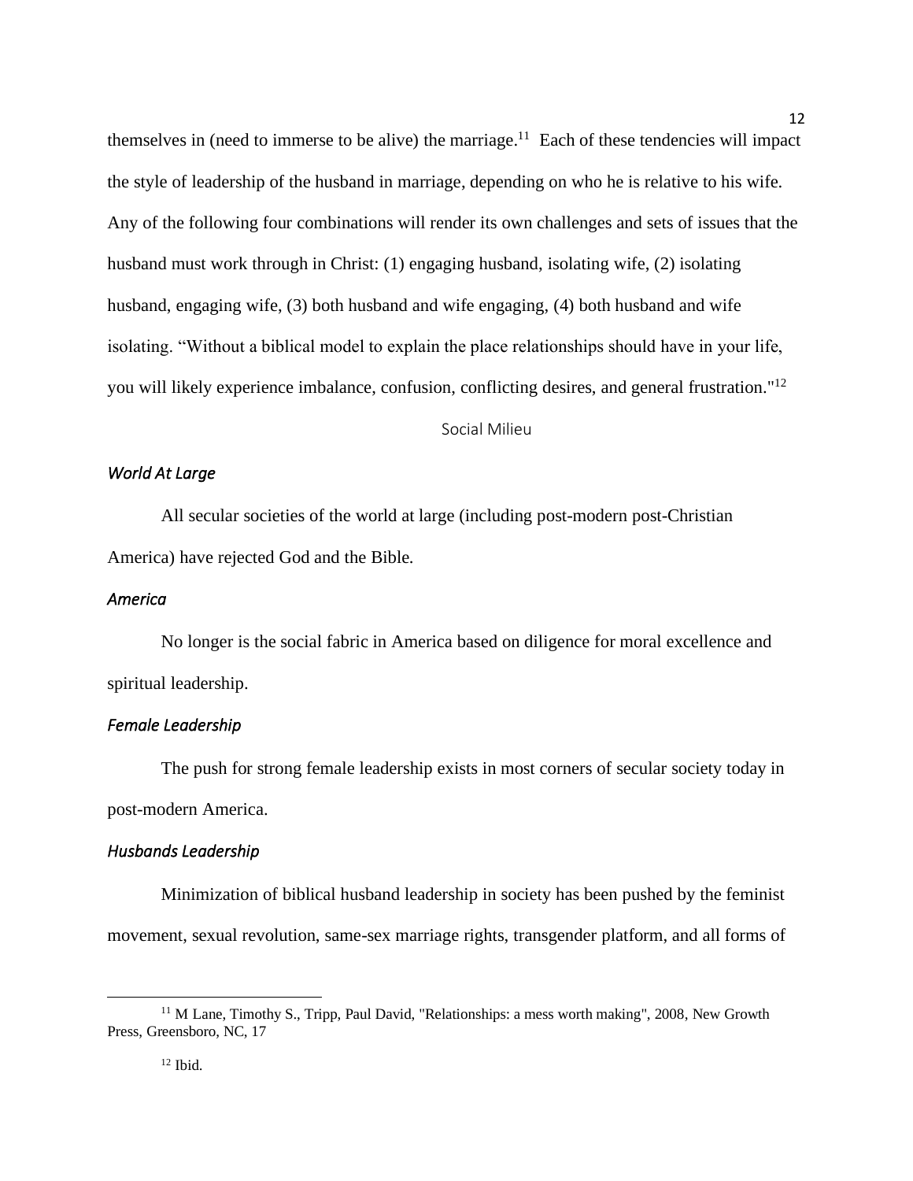themselves in (need to immerse to be alive) the marriage.[11] Each of these tendencies will impact the style of leadership of the husband in marriage, depending on who he is relative to his wife. Any of the following four combinations will render its own challenges and sets of issues that the husband must work through in Christ: (1) engaging husband, isolating wife, (2) isolating husband, engaging wife, (3) both husband and wife engaging, (4) both husband and wife isolating. "Without a biblical model to explain the place relationships should have in your life, you will likely experience imbalance, confusion, conflicting desires, and general frustration."[12]

## Social Milieu

### *World At Large*

All secular societies of the world at large (including post-modern post-Christian America) have rejected God and the Bible.

### *America*

No longer is the social fabric in America based on diligence for moral excellence and spiritual leadership.

### *Female Leadership*

The push for strong female leadership exists in most corners of secular society today in post-modern America.

### *Husbands Leadership*

Minimization of biblical husband leadership in society has been pushed by the feminist movement, sexual revolution, same-sex marriage rights, transgender platform, and all forms of

---

[11] M Lane, Timothy S., Tripp, Paul David, "Relationships: a mess worth making", 2008, New Growth Press, Greensboro, NC, 17

[12] Ibid.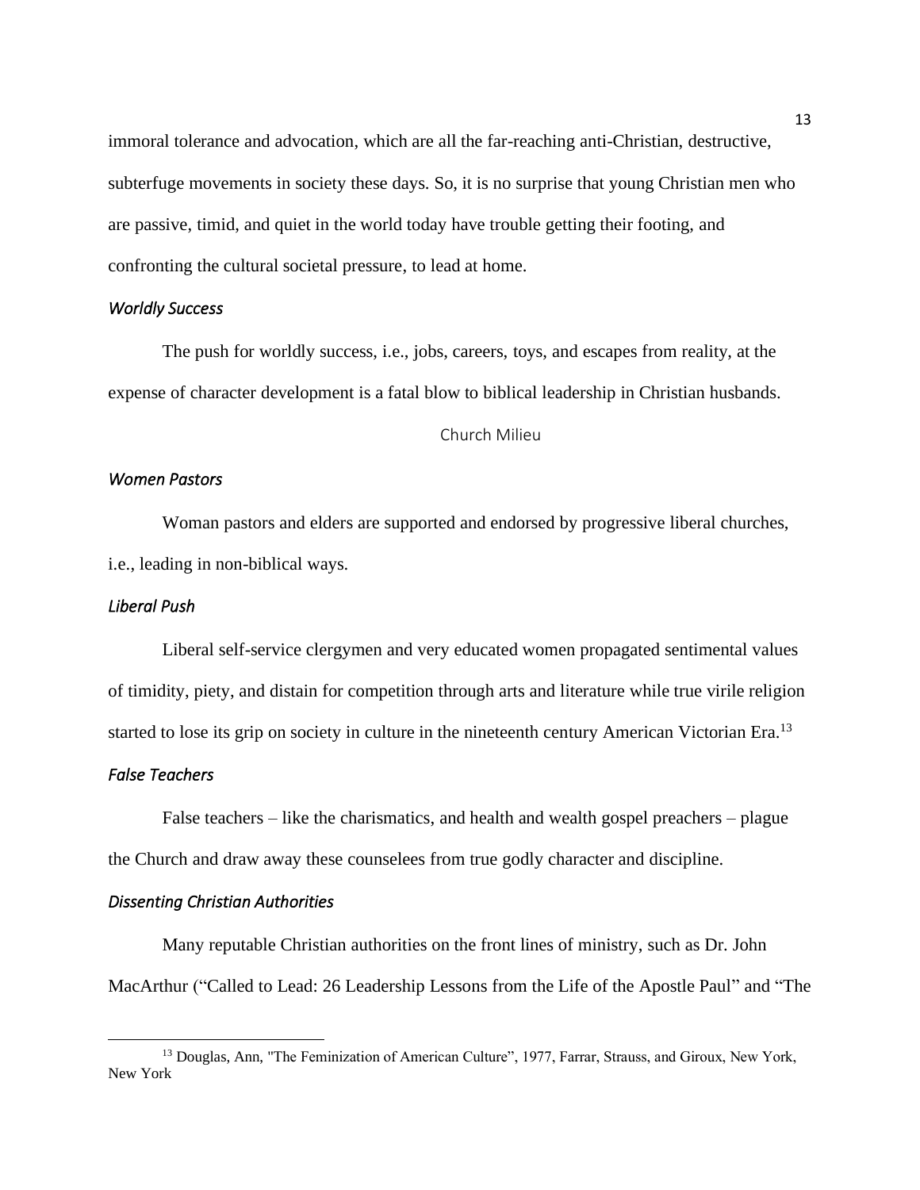immoral tolerance and advocation, which are all the far-reaching anti-Christian, destructive, subterfuge movements in society these days. So, it is no surprise that young Christian men who are passive, timid, and quiet in the world today have trouble getting their footing, and confronting the cultural societal pressure, to lead at home.

### *Worldly Success*

The push for worldly success, i.e., jobs, careers, toys, and escapes from reality, at the expense of character development is a fatal blow to biblical leadership in Christian husbands.

## Church Milieu

### *Women Pastors*

Woman pastors and elders are supported and endorsed by progressive liberal churches, i.e., leading in non-biblical ways.

### *Liberal Push*

Liberal self-service clergymen and very educated women propagated sentimental values of timidity, piety, and distain for competition through arts and literature while true virile religion started to lose its grip on society in culture in the nineteenth century American Victorian Era.[13]

### *False Teachers*

False teachers – like the charismatics, and health and wealth gospel preachers – plague the Church and draw away these counselees from true godly character and discipline.

### *Dissenting Christian Authorities*

Many reputable Christian authorities on the front lines of ministry, such as Dr. John MacArthur ("Called to Lead: 26 Leadership Lessons from the Life of the Apostle Paul" and "The

---

[13] Douglas, Ann, "The Feminization of American Culture", 1977, Farrar, Strauss, and Giroux, New York, New York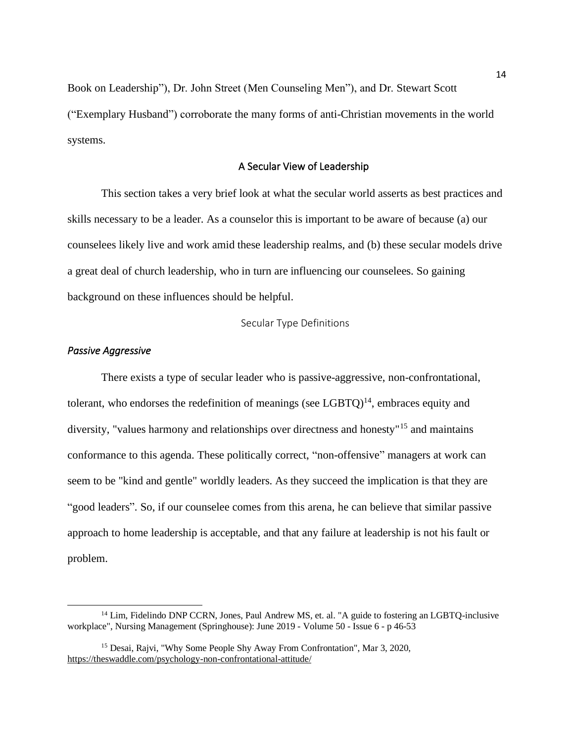Book on Leadership"), Dr. John Street (Men Counseling Men"), and Dr. Stewart Scott ("Exemplary Husband") corroborate the many forms of anti-Christian movements in the world systems.

## A Secular View of Leadership

This section takes a very brief look at what the secular world asserts as best practices and skills necessary to be a leader. As a counselor this is important to be aware of because (a) our counselees likely live and work amid these leadership realms, and (b) these secular models drive a great deal of church leadership, who in turn are influencing our counselees. So gaining background on these influences should be helpful.

### Secular Type Definitions

#### *Passive Aggressive*

There exists a type of secular leader who is passive-aggressive, non-confrontational, tolerant, who endorses the redefinition of meanings (see LGBTQ)[14], embraces equity and diversity, "values harmony and relationships over directness and honesty"[15] and maintains conformance to this agenda. These politically correct, "non-offensive" managers at work can seem to be "kind and gentle" worldly leaders. As they succeed the implication is that they are "good leaders". So, if our counselee comes from this arena, he can believe that similar passive approach to home leadership is acceptable, and that any failure at leadership is not his fault or problem.

---

[14] Lim, Fidelindo DNP CCRN, Jones, Paul Andrew MS, et. al. "A guide to fostering an LGBTQ-inclusive workplace", Nursing Management (Springhouse): June 2019 - Volume 50 - Issue 6 - p 46-53

[15] Desai, Rajvi, "Why Some People Shy Away From Confrontation", Mar 3, 2020, https://theswaddle.com/psychology-non-confrontational-attitude/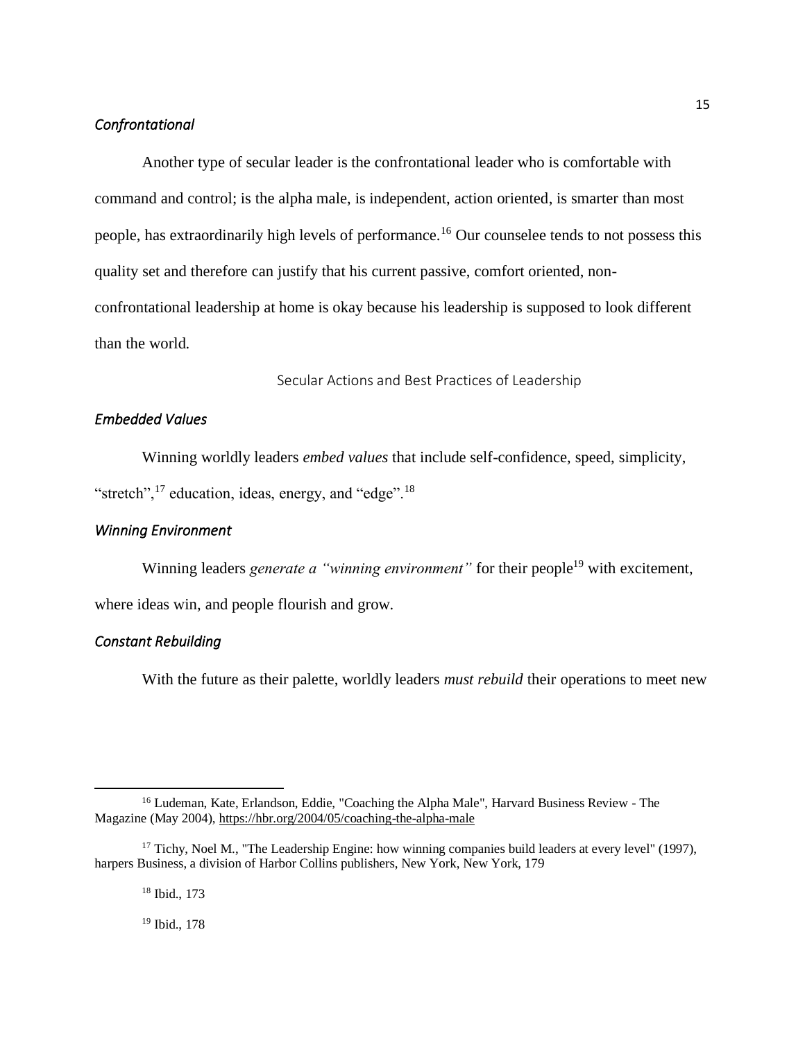### *Confrontational*

Another type of secular leader is the confrontational leader who is comfortable with command and control; is the alpha male, is independent, action oriented, is smarter than most people, has extraordinarily high levels of performance.[16] Our counselee tends to not possess this quality set and therefore can justify that his current passive, comfort oriented, non-confrontational leadership at home is okay because his leadership is supposed to look different than the world.

## Secular Actions and Best Practices of Leadership

### *Embedded Values*

Winning worldly leaders *embed values* that include self-confidence, speed, simplicity, "stretch",[17] education, ideas, energy, and "edge".[18]

### *Winning Environment*

Winning leaders *generate a "winning environment"* for their people[19] with excitement, where ideas win, and people flourish and grow.

### *Constant Rebuilding*

With the future as their palette, worldly leaders *must rebuild* their operations to meet new

---

[16] Ludeman, Kate, Erlandson, Eddie, "Coaching the Alpha Male", Harvard Business Review - The Magazine (May 2004), https://hbr.org/2004/05/coaching-the-alpha-male

[17] Tichy, Noel M., "The Leadership Engine: how winning companies build leaders at every level" (1997), harpers Business, a division of Harbor Collins publishers, New York, New York, 179

[18] Ibid., 173

[19] Ibid., 178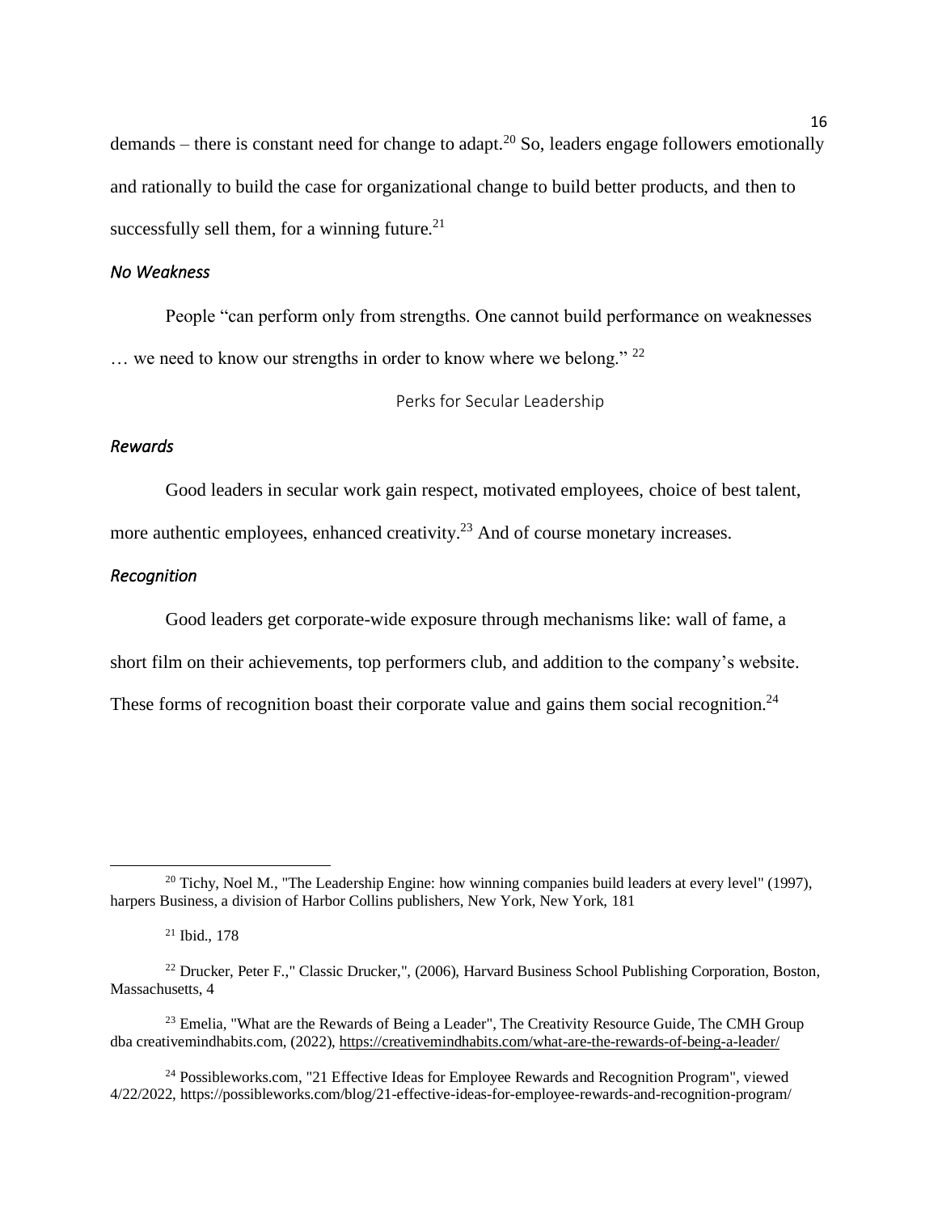demands – there is constant need for change to adapt.[20] So, leaders engage followers emotionally and rationally to build the case for organizational change to build better products, and then to successfully sell them, for a winning future.[21]

### *No Weakness*

People "can perform only from strengths. One cannot build performance on weaknesses … we need to know our strengths in order to know where we belong." [22]

## Perks for Secular Leadership

### *Rewards*

Good leaders in secular work gain respect, motivated employees, choice of best talent, more authentic employees, enhanced creativity.[23] And of course monetary increases.

### *Recognition*

Good leaders get corporate-wide exposure through mechanisms like: wall of fame, a short film on their achievements, top performers club, and addition to the company's website. These forms of recognition boast their corporate value and gains them social recognition.[24]

---

[20] Tichy, Noel M., "The Leadership Engine: how winning companies build leaders at every level" (1997), harpers Business, a division of Harbor Collins publishers, New York, New York, 181

[21] Ibid., 178

[22] Drucker, Peter F.," Classic Drucker,", (2006), Harvard Business School Publishing Corporation, Boston, Massachusetts, 4

[23] Emelia, "What are the Rewards of Being a Leader", The Creativity Resource Guide, The CMH Group dba creativemindhabits.com, (2022), https://creativemindhabits.com/what-are-the-rewards-of-being-a-leader/

[24] Possibleworks.com, "21 Effective Ideas for Employee Rewards and Recognition Program", viewed 4/22/2022, https://possibleworks.com/blog/21-effective-ideas-for-employee-rewards-and-recognition-program/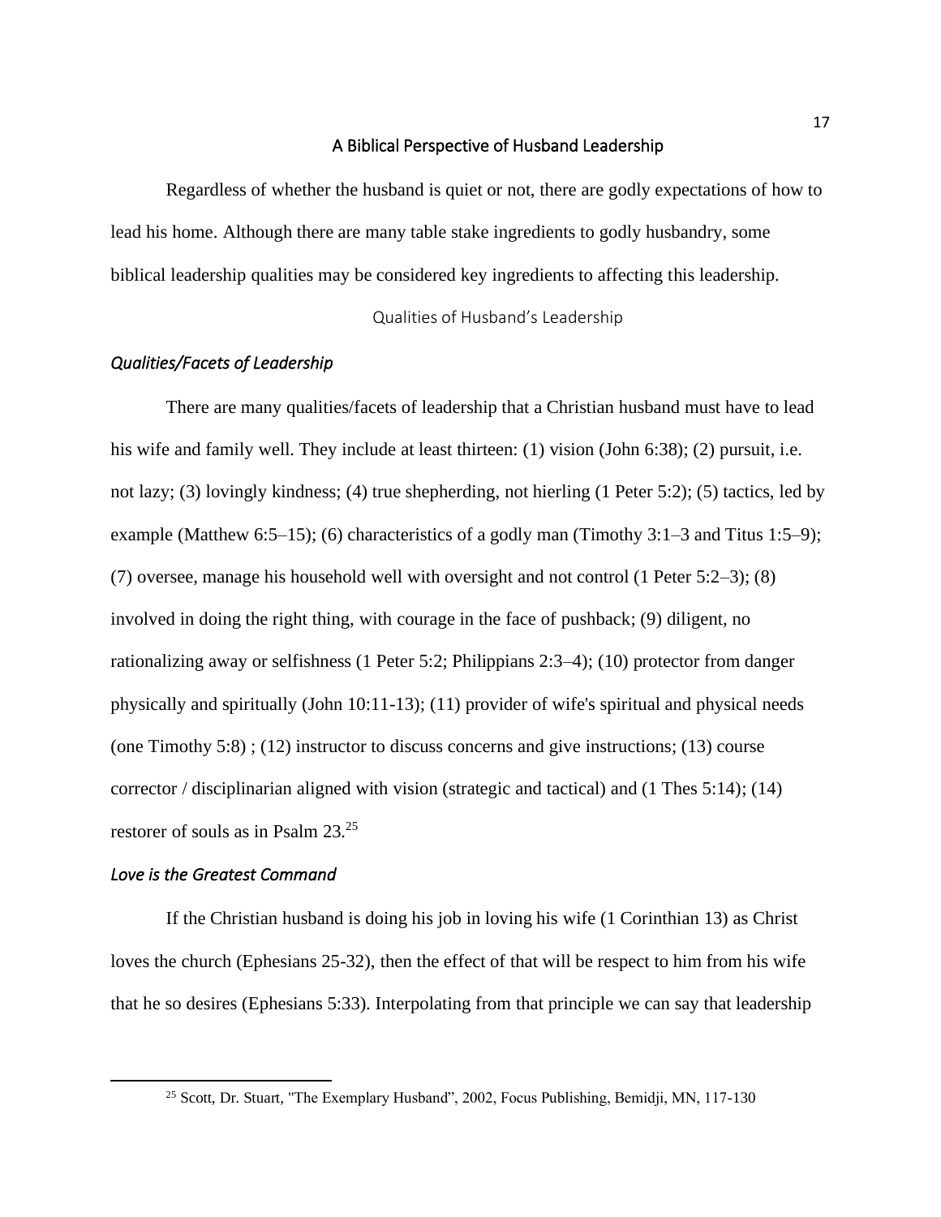## A Biblical Perspective of Husband Leadership

Regardless of whether the husband is quiet or not, there are godly expectations of how to lead his home. Although there are many table stake ingredients to godly husbandry, some biblical leadership qualities may be considered key ingredients to affecting this leadership.

### Qualities of Husband's Leadership

#### *Qualities/Facets of Leadership*

There are many qualities/facets of leadership that a Christian husband must have to lead his wife and family well. They include at least thirteen: (1) vision (John 6:38); (2) pursuit, i.e. not lazy; (3) lovingly kindness; (4) true shepherding, not hierling (1 Peter 5:2); (5) tactics, led by example (Matthew 6:5–15); (6) characteristics of a godly man (Timothy 3:1–3 and Titus 1:5–9); (7) oversee, manage his household well with oversight and not control (1 Peter 5:2–3); (8) involved in doing the right thing, with courage in the face of pushback; (9) diligent, no rationalizing away or selfishness (1 Peter 5:2; Philippians 2:3–4); (10) protector from danger physically and spiritually (John 10:11-13); (11) provider of wife's spiritual and physical needs (one Timothy 5:8) ; (12) instructor to discuss concerns and give instructions; (13) course corrector / disciplinarian aligned with vision (strategic and tactical) and (1 Thes 5:14); (14) restorer of souls as in Psalm 23.[25]

#### *Love is the Greatest Command*

If the Christian husband is doing his job in loving his wife (1 Corinthian 13) as Christ loves the church (Ephesians 25-32), then the effect of that will be respect to him from his wife that he so desires (Ephesians 5:33). Interpolating from that principle we can say that leadership

[25] Scott, Dr. Stuart, "The Exemplary Husband", 2002, Focus Publishing, Bemidji, MN, 117-130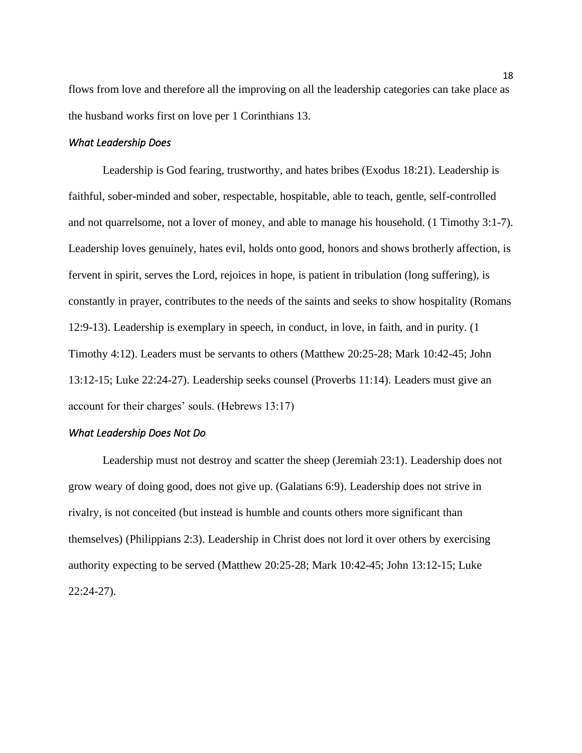flows from love and therefore all the improving on all the leadership categories can take place as the husband works first on love per 1 Corinthians 13.

### *What Leadership Does*

Leadership is God fearing, trustworthy, and hates bribes (Exodus 18:21). Leadership is faithful, sober-minded and sober, respectable, hospitable, able to teach, gentle, self-controlled and not quarrelsome, not a lover of money, and able to manage his household. (1 Timothy 3:1-7). Leadership loves genuinely, hates evil, holds onto good, honors and shows brotherly affection, is fervent in spirit, serves the Lord, rejoices in hope, is patient in tribulation (long suffering), is constantly in prayer, contributes to the needs of the saints and seeks to show hospitality (Romans 12:9-13). Leadership is exemplary in speech, in conduct, in love, in faith, and in purity. (1 Timothy 4:12). Leaders must be servants to others (Matthew 20:25-28; Mark 10:42-45; John 13:12-15; Luke 22:24-27). Leadership seeks counsel (Proverbs 11:14). Leaders must give an account for their charges' souls. (Hebrews 13:17)

### *What Leadership Does Not Do*

Leadership must not destroy and scatter the sheep (Jeremiah 23:1). Leadership does not grow weary of doing good, does not give up. (Galatians 6:9). Leadership does not strive in rivalry, is not conceited (but instead is humble and counts others more significant than themselves) (Philippians 2:3). Leadership in Christ does not lord it over others by exercising authority expecting to be served (Matthew 20:25-28; Mark 10:42-45; John 13:12-15; Luke 22:24-27).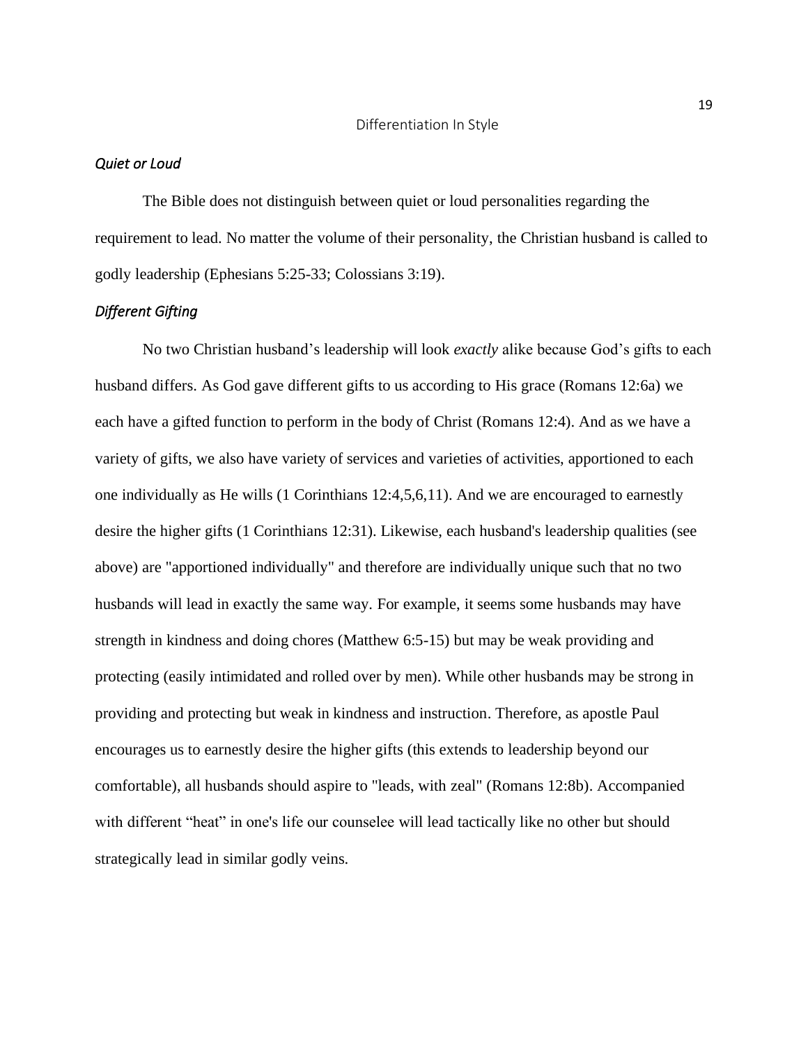## Differentiation In Style

### *Quiet or Loud*

The Bible does not distinguish between quiet or loud personalities regarding the requirement to lead. No matter the volume of their personality, the Christian husband is called to godly leadership (Ephesians 5:25-33; Colossians 3:19).

### *Different Gifting*

No two Christian husband's leadership will look *exactly* alike because God's gifts to each husband differs. As God gave different gifts to us according to His grace (Romans 12:6a) we each have a gifted function to perform in the body of Christ (Romans 12:4). And as we have a variety of gifts, we also have variety of services and varieties of activities, apportioned to each one individually as He wills (1 Corinthians 12:4,5,6,11). And we are encouraged to earnestly desire the higher gifts (1 Corinthians 12:31). Likewise, each husband's leadership qualities (see above) are "apportioned individually" and therefore are individually unique such that no two husbands will lead in exactly the same way. For example, it seems some husbands may have strength in kindness and doing chores (Matthew 6:5-15) but may be weak providing and protecting (easily intimidated and rolled over by men). While other husbands may be strong in providing and protecting but weak in kindness and instruction. Therefore, as apostle Paul encourages us to earnestly desire the higher gifts (this extends to leadership beyond our comfortable), all husbands should aspire to "leads, with zeal" (Romans 12:8b). Accompanied with different "heat" in one's life our counselee will lead tactically like no other but should strategically lead in similar godly veins.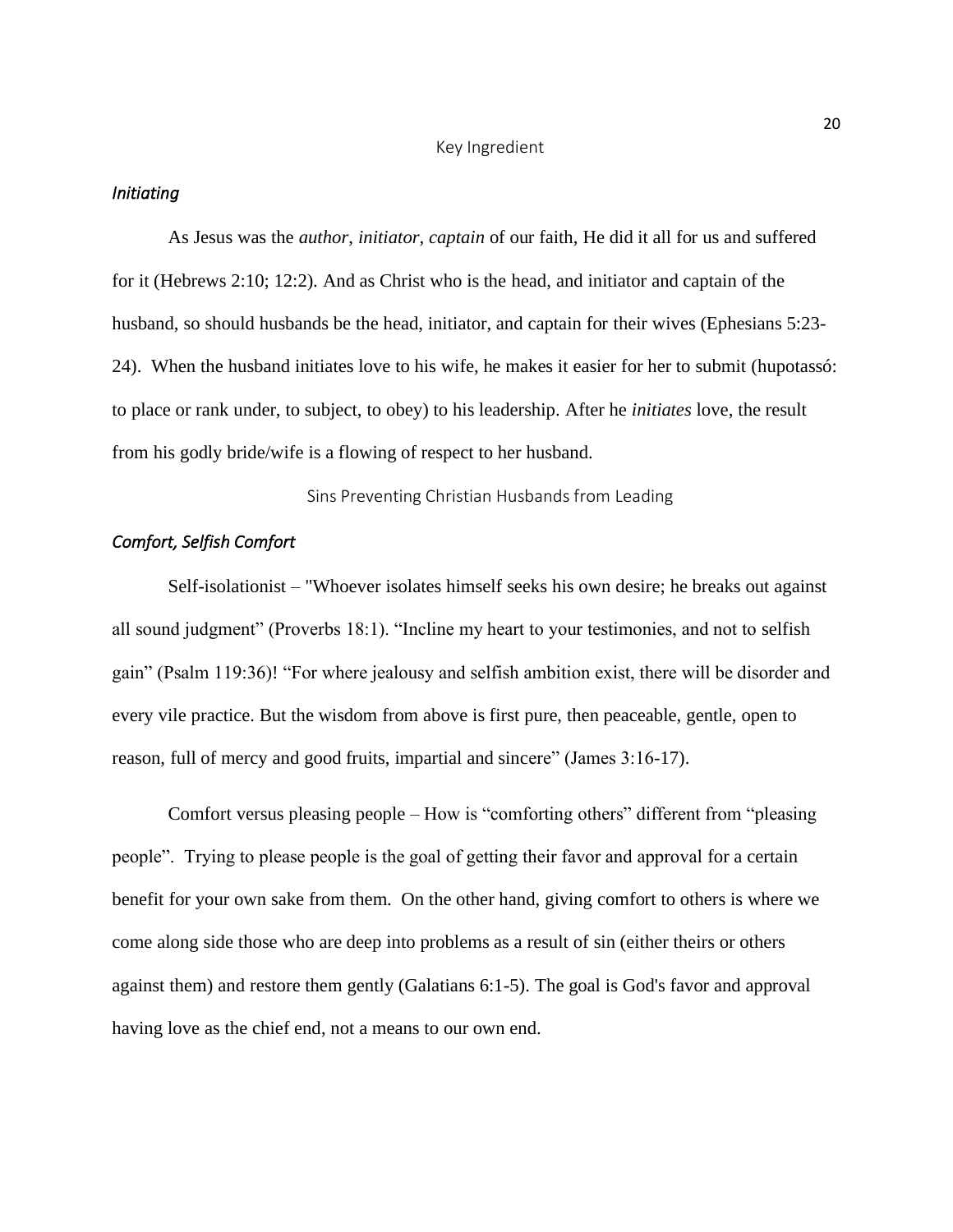*Initiating*

As Jesus was the *author, initiator, captain* of our faith, He did it all for us and suffered for it (Hebrews 2:10; 12:2). And as Christ who is the head, and initiator and captain of the husband, so should husbands be the head, initiator, and captain for their wives (Ephesians 5:23-24). When the husband initiates love to his wife, he makes it easier for her to submit (hupotassó: to place or rank under, to subject, to obey) to his leadership. After he *initiates* love, the result from his godly bride/wife is a flowing of respect to her husband.

## Sins Preventing Christian Husbands from Leading

*Comfort, Selfish Comfort*

Self-isolationist – "Whoever isolates himself seeks his own desire; he breaks out against all sound judgment" (Proverbs 18:1). "Incline my heart to your testimonies, and not to selfish gain" (Psalm 119:36)! "For where jealousy and selfish ambition exist, there will be disorder and every vile practice. But the wisdom from above is first pure, then peaceable, gentle, open to reason, full of mercy and good fruits, impartial and sincere" (James 3:16-17).

Comfort versus pleasing people – How is "comforting others" different from "pleasing people". Trying to please people is the goal of getting their favor and approval for a certain benefit for your own sake from them. On the other hand, giving comfort to others is where we come along side those who are deep into problems as a result of sin (either theirs or others against them) and restore them gently (Galatians 6:1-5). The goal is God's favor and approval having love as the chief end, not a means to our own end.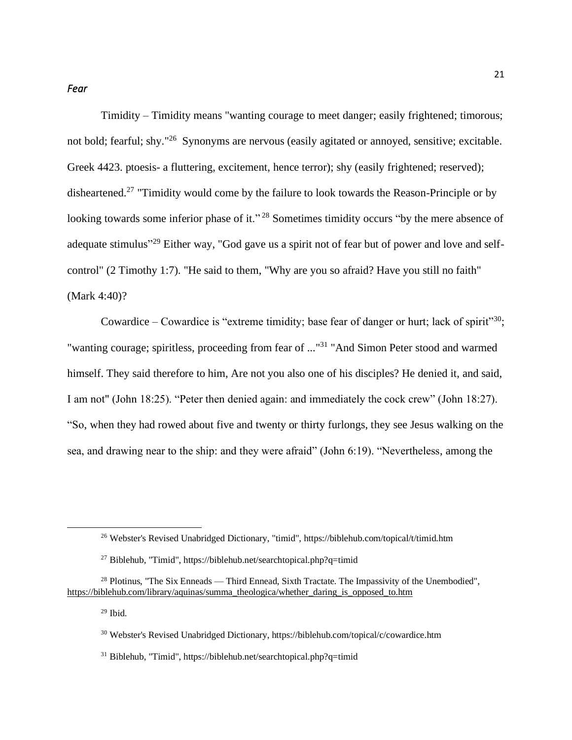*Fear*

Timidity – Timidity means "wanting courage to meet danger; easily frightened; timorous; not bold; fearful; shy."[26] Synonyms are nervous (easily agitated or annoyed, sensitive; excitable. Greek 4423. ptoesis- a fluttering, excitement, hence terror); shy (easily frightened; reserved); disheartened.[27] "Timidity would come by the failure to look towards the Reason-Principle or by looking towards some inferior phase of it."[28] Sometimes timidity occurs "by the mere absence of adequate stimulus"[29] Either way, "God gave us a spirit not of fear but of power and love and self-control" (2 Timothy 1:7). "He said to them, "Why are you so afraid? Have you still no faith" (Mark 4:40)?

Cowardice – Cowardice is "extreme timidity; base fear of danger or hurt; lack of spirit"[30]; "wanting courage; spiritless, proceeding from fear of ..."[31] "And Simon Peter stood and warmed himself. They said therefore to him, Are not you also one of his disciples? He denied it, and said, I am not" (John 18:25). "Peter then denied again: and immediately the cock crew" (John 18:27). "So, when they had rowed about five and twenty or thirty furlongs, they see Jesus walking on the sea, and drawing near to the ship: and they were afraid" (John 6:19). "Nevertheless, among the

---

[26] Webster's Revised Unabridged Dictionary, "timid", https://biblehub.com/topical/t/timid.htm

[27] Biblehub, "Timid", https://biblehub.net/searchtopical.php?q=timid

[28] Plotinus, "The Six Enneads — Third Ennead, Sixth Tractate. The Impassivity of the Unembodied", https://biblehub.com/library/aquinas/summa_theologica/whether_daring_is_opposed_to.htm

[29] Ibid.

[30] Webster's Revised Unabridged Dictionary, https://biblehub.com/topical/c/cowardice.htm

[31] Biblehub, "Timid", https://biblehub.net/searchtopical.php?q=timid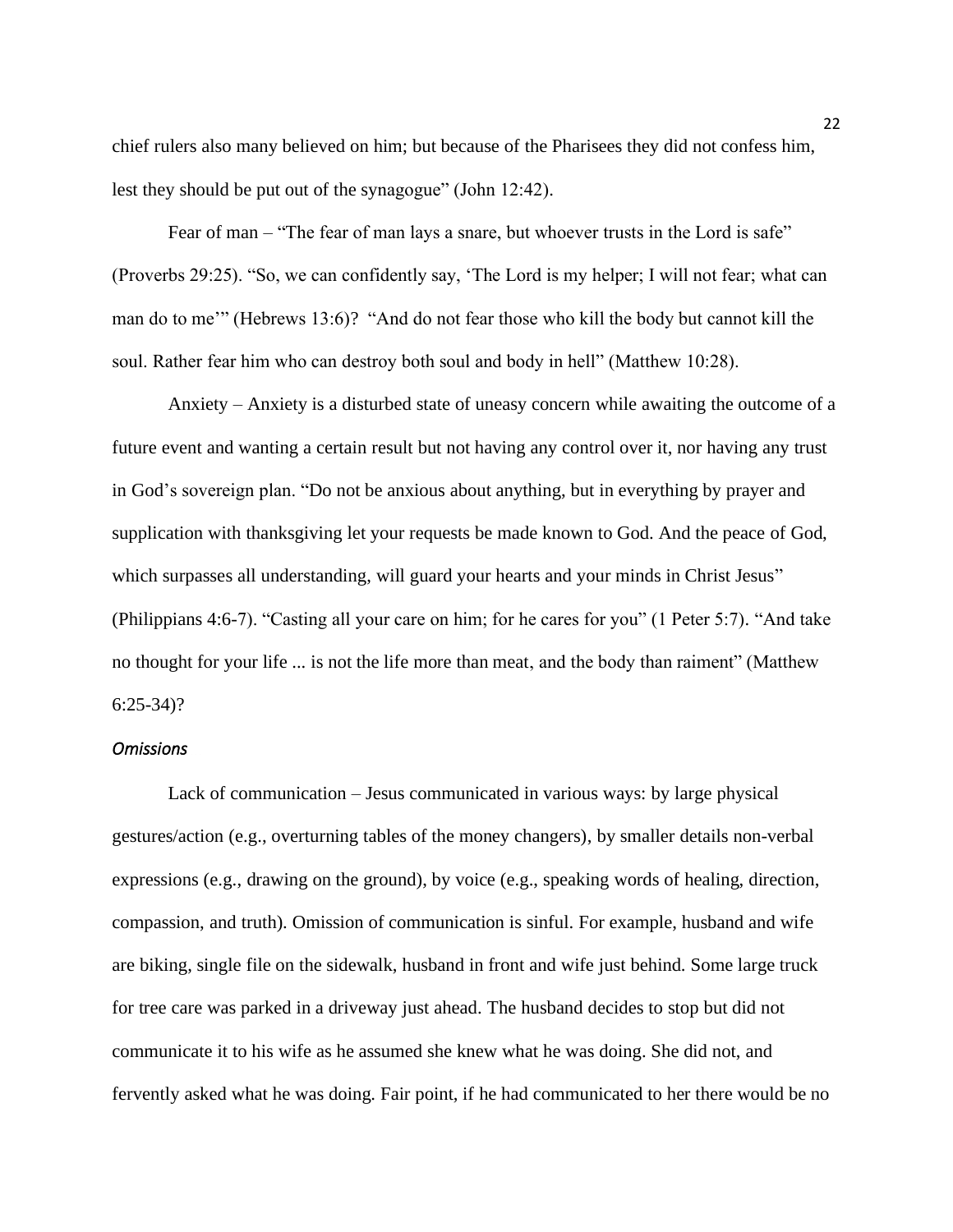chief rulers also many believed on him; but because of the Pharisees they did not confess him, lest they should be put out of the synagogue" (John 12:42).

Fear of man – "The fear of man lays a snare, but whoever trusts in the Lord is safe" (Proverbs 29:25). "So, we can confidently say, 'The Lord is my helper; I will not fear; what can man do to me'" (Hebrews 13:6)? "And do not fear those who kill the body but cannot kill the soul. Rather fear him who can destroy both soul and body in hell" (Matthew 10:28).

Anxiety – Anxiety is a disturbed state of uneasy concern while awaiting the outcome of a future event and wanting a certain result but not having any control over it, nor having any trust in God's sovereign plan. "Do not be anxious about anything, but in everything by prayer and supplication with thanksgiving let your requests be made known to God. And the peace of God, which surpasses all understanding, will guard your hearts and your minds in Christ Jesus" (Philippians 4:6-7). "Casting all your care on him; for he cares for you" (1 Peter 5:7). "And take no thought for your life ... is not the life more than meat, and the body than raiment" (Matthew 6:25-34)?

*Omissions*

Lack of communication – Jesus communicated in various ways: by large physical gestures/action (e.g., overturning tables of the money changers), by smaller details non-verbal expressions (e.g., drawing on the ground), by voice (e.g., speaking words of healing, direction, compassion, and truth). Omission of communication is sinful. For example, husband and wife are biking, single file on the sidewalk, husband in front and wife just behind. Some large truck for tree care was parked in a driveway just ahead. The husband decides to stop but did not communicate it to his wife as he assumed she knew what he was doing. She did not, and fervently asked what he was doing. Fair point, if he had communicated to her there would be no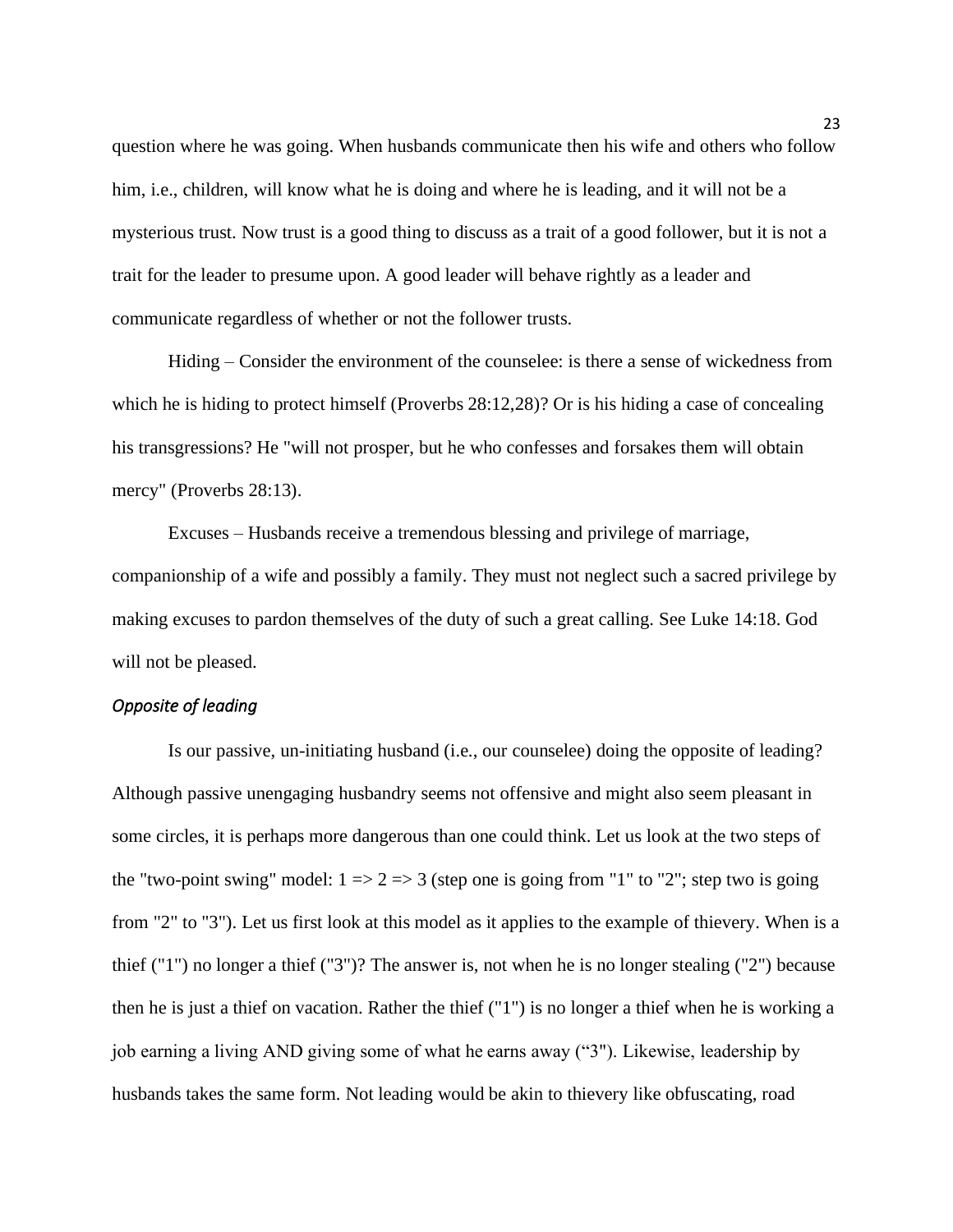question where he was going. When husbands communicate then his wife and others who follow him, i.e., children, will know what he is doing and where he is leading, and it will not be a mysterious trust. Now trust is a good thing to discuss as a trait of a good follower, but it is not a trait for the leader to presume upon. A good leader will behave rightly as a leader and communicate regardless of whether or not the follower trusts.

Hiding – Consider the environment of the counselee: is there a sense of wickedness from which he is hiding to protect himself (Proverbs 28:12,28)? Or is his hiding a case of concealing his transgressions? He "will not prosper, but he who confesses and forsakes them will obtain mercy" (Proverbs 28:13).

Excuses – Husbands receive a tremendous blessing and privilege of marriage, companionship of a wife and possibly a family. They must not neglect such a sacred privilege by making excuses to pardon themselves of the duty of such a great calling. See Luke 14:18. God will not be pleased.

### *Opposite of leading*

Is our passive, un-initiating husband (i.e., our counselee) doing the opposite of leading? Although passive unengaging husbandry seems not offensive and might also seem pleasant in some circles, it is perhaps more dangerous than one could think. Let us look at the two steps of the "two-point swing" model: 1 => 2 => 3 (step one is going from "1" to "2"; step two is going from "2" to "3"). Let us first look at this model as it applies to the example of thievery. When is a thief ("1") no longer a thief ("3")? The answer is, not when he is no longer stealing ("2") because then he is just a thief on vacation. Rather the thief ("1") is no longer a thief when he is working a job earning a living AND giving some of what he earns away ("3"). Likewise, leadership by husbands takes the same form. Not leading would be akin to thievery like obfuscating, road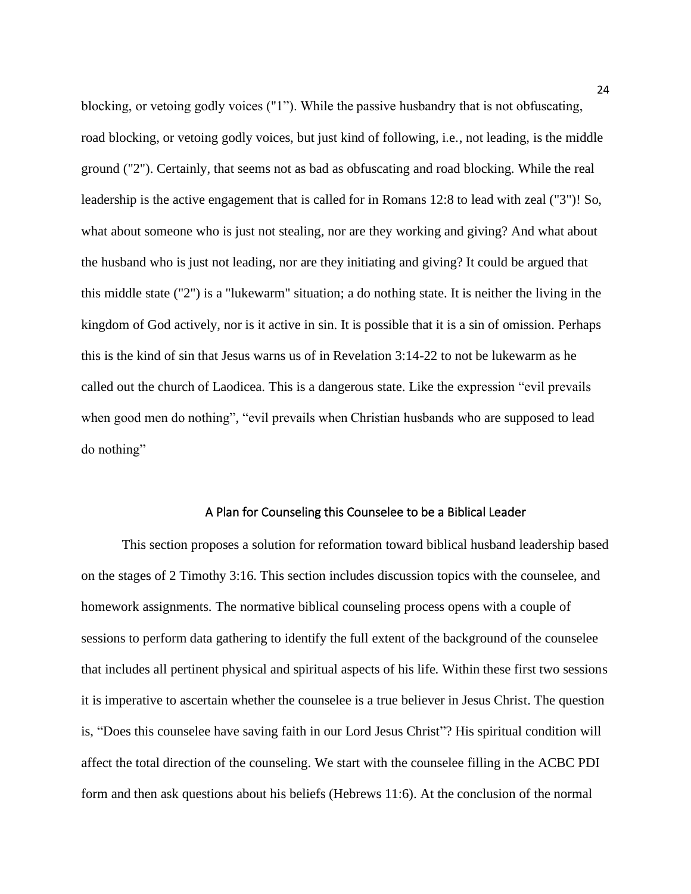blocking, or vetoing godly voices ("1"). While the passive husbandry that is not obfuscating, road blocking, or vetoing godly voices, but just kind of following, i.e., not leading, is the middle ground ("2"). Certainly, that seems not as bad as obfuscating and road blocking. While the real leadership is the active engagement that is called for in Romans 12:8 to lead with zeal ("3")! So, what about someone who is just not stealing, nor are they working and giving? And what about the husband who is just not leading, nor are they initiating and giving? It could be argued that this middle state ("2") is a "lukewarm" situation; a do nothing state. It is neither the living in the kingdom of God actively, nor is it active in sin. It is possible that it is a sin of omission. Perhaps this is the kind of sin that Jesus warns us of in Revelation 3:14-22 to not be lukewarm as he called out the church of Laodicea. This is a dangerous state. Like the expression "evil prevails when good men do nothing", "evil prevails when Christian husbands who are supposed to lead do nothing"

## A Plan for Counseling this Counselee to be a Biblical Leader

This section proposes a solution for reformation toward biblical husband leadership based on the stages of 2 Timothy 3:16. This section includes discussion topics with the counselee, and homework assignments. The normative biblical counseling process opens with a couple of sessions to perform data gathering to identify the full extent of the background of the counselee that includes all pertinent physical and spiritual aspects of his life. Within these first two sessions it is imperative to ascertain whether the counselee is a true believer in Jesus Christ. The question is, "Does this counselee have saving faith in our Lord Jesus Christ"? His spiritual condition will affect the total direction of the counseling. We start with the counselee filling in the ACBC PDI form and then ask questions about his beliefs (Hebrews 11:6). At the conclusion of the normal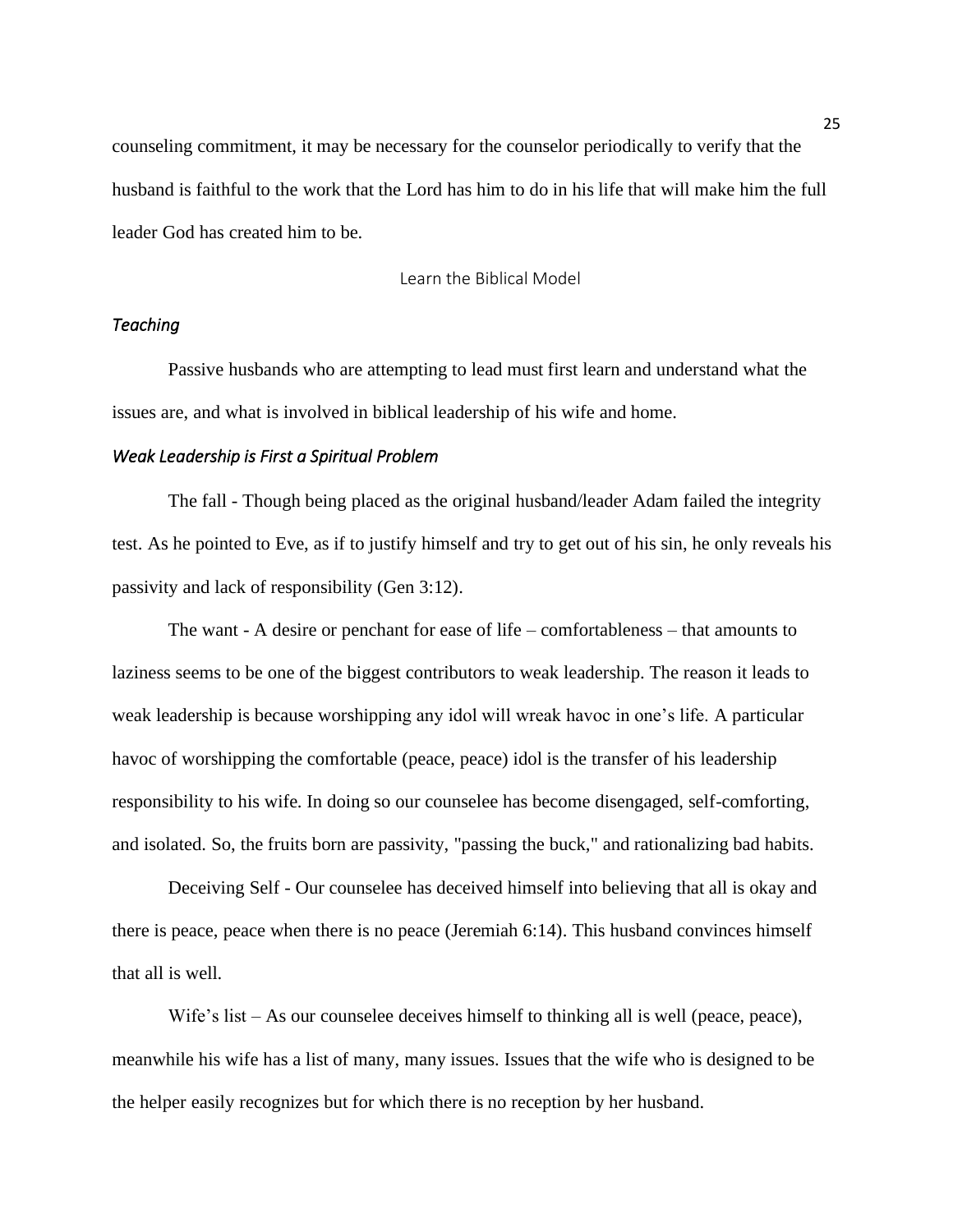counseling commitment, it may be necessary for the counselor periodically to verify that the husband is faithful to the work that the Lord has him to do in his life that will make him the full leader God has created him to be.

## Learn the Biblical Model

### *Teaching*

Passive husbands who are attempting to lead must first learn and understand what the issues are, and what is involved in biblical leadership of his wife and home.

### *Weak Leadership is First a Spiritual Problem*

The fall - Though being placed as the original husband/leader Adam failed the integrity test. As he pointed to Eve, as if to justify himself and try to get out of his sin, he only reveals his passivity and lack of responsibility (Gen 3:12).

The want - A desire or penchant for ease of life – comfortableness – that amounts to laziness seems to be one of the biggest contributors to weak leadership. The reason it leads to weak leadership is because worshipping any idol will wreak havoc in one's life. A particular havoc of worshipping the comfortable (peace, peace) idol is the transfer of his leadership responsibility to his wife. In doing so our counselee has become disengaged, self-comforting, and isolated. So, the fruits born are passivity, "passing the buck," and rationalizing bad habits.

Deceiving Self - Our counselee has deceived himself into believing that all is okay and there is peace, peace when there is no peace (Jeremiah 6:14). This husband convinces himself that all is well.

Wife's list – As our counselee deceives himself to thinking all is well (peace, peace), meanwhile his wife has a list of many, many issues. Issues that the wife who is designed to be the helper easily recognizes but for which there is no reception by her husband.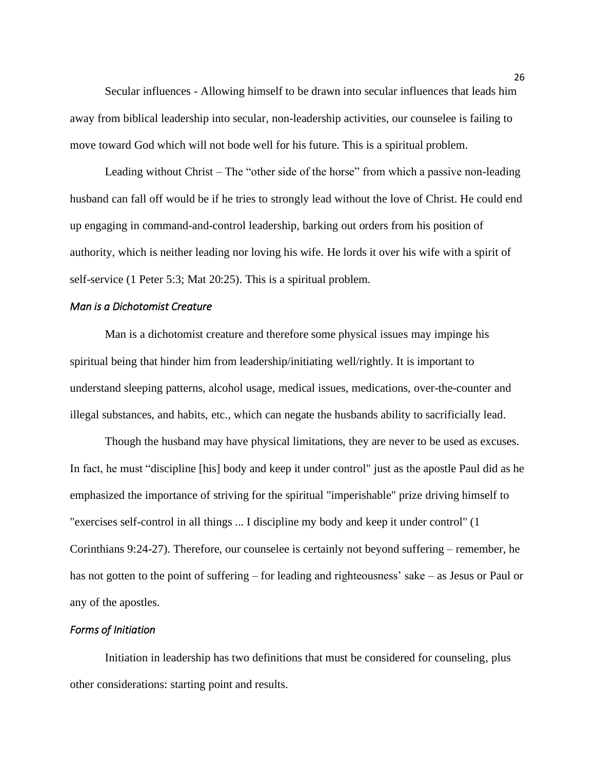Secular influences - Allowing himself to be drawn into secular influences that leads him away from biblical leadership into secular, non-leadership activities, our counselee is failing to move toward God which will not bode well for his future. This is a spiritual problem.

Leading without Christ – The "other side of the horse" from which a passive non-leading husband can fall off would be if he tries to strongly lead without the love of Christ. He could end up engaging in command-and-control leadership, barking out orders from his position of authority, which is neither leading nor loving his wife. He lords it over his wife with a spirit of self-service (1 Peter 5:3; Mat 20:25). This is a spiritual problem.

### *Man is a Dichotomist Creature*

Man is a dichotomist creature and therefore some physical issues may impinge his spiritual being that hinder him from leadership/initiating well/rightly. It is important to understand sleeping patterns, alcohol usage, medical issues, medications, over-the-counter and illegal substances, and habits, etc., which can negate the husbands ability to sacrificially lead.

Though the husband may have physical limitations, they are never to be used as excuses. In fact, he must "discipline [his] body and keep it under control" just as the apostle Paul did as he emphasized the importance of striving for the spiritual "imperishable" prize driving himself to "exercises self-control in all things ... I discipline my body and keep it under control" (1 Corinthians 9:24-27). Therefore, our counselee is certainly not beyond suffering – remember, he has not gotten to the point of suffering – for leading and righteousness' sake – as Jesus or Paul or any of the apostles.

### *Forms of Initiation*

Initiation in leadership has two definitions that must be considered for counseling, plus other considerations: starting point and results.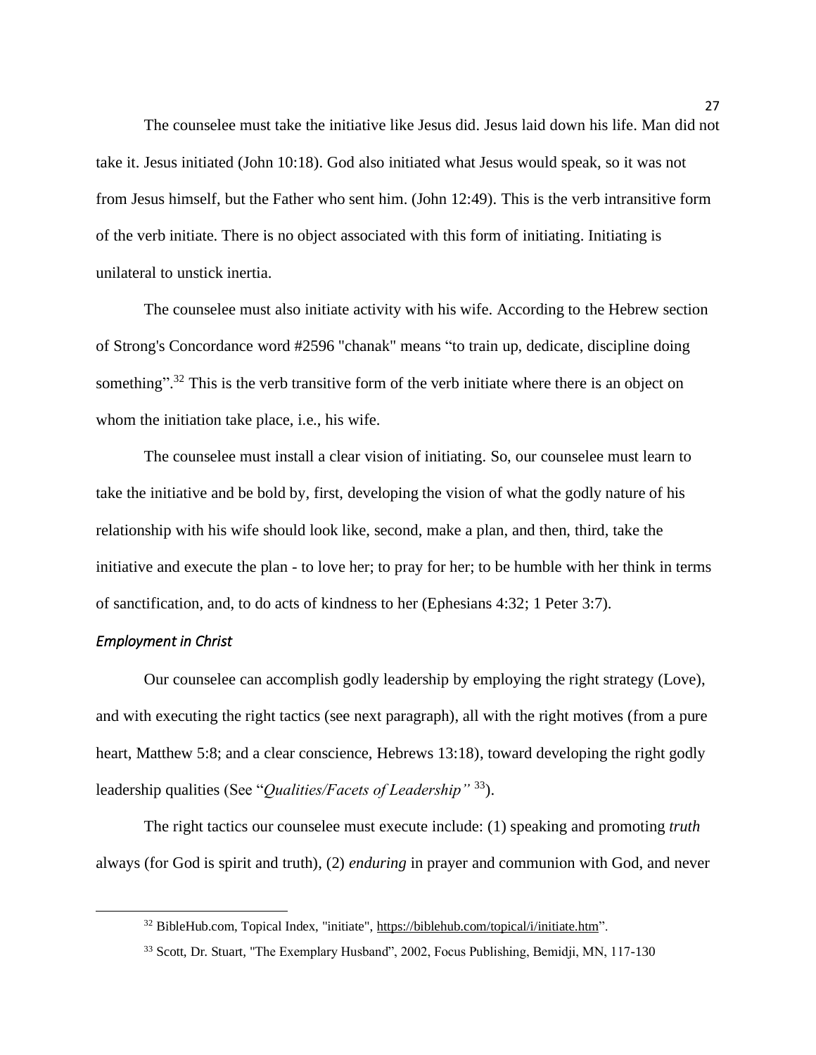The counselee must take the initiative like Jesus did. Jesus laid down his life. Man did not take it. Jesus initiated (John 10:18). God also initiated what Jesus would speak, so it was not from Jesus himself, but the Father who sent him. (John 12:49). This is the verb intransitive form of the verb initiate. There is no object associated with this form of initiating. Initiating is unilateral to unstick inertia.

The counselee must also initiate activity with his wife. According to the Hebrew section of Strong's Concordance word #2596 "chanak" means "to train up, dedicate, discipline doing something".[32] This is the verb transitive form of the verb initiate where there is an object on whom the initiation take place, i.e., his wife.

The counselee must install a clear vision of initiating. So, our counselee must learn to take the initiative and be bold by, first, developing the vision of what the godly nature of his relationship with his wife should look like, second, make a plan, and then, third, take the initiative and execute the plan - to love her; to pray for her; to be humble with her think in terms of sanctification, and, to do acts of kindness to her (Ephesians 4:32; 1 Peter 3:7).

### *Employment in Christ*

Our counselee can accomplish godly leadership by employing the right strategy (Love), and with executing the right tactics (see next paragraph), all with the right motives (from a pure heart, Matthew 5:8; and a clear conscience, Hebrews 13:18), toward developing the right godly leadership qualities (See "*Qualities/Facets of Leadership"* [33]).

The right tactics our counselee must execute include: (1) speaking and promoting *truth* always (for God is spirit and truth), (2) *enduring* in prayer and communion with God, and never

---

[32] BibleHub.com, Topical Index, "initiate", https://biblehub.com/topical/i/initiate.htm".

[33] Scott, Dr. Stuart, "The Exemplary Husband", 2002, Focus Publishing, Bemidji, MN, 117-130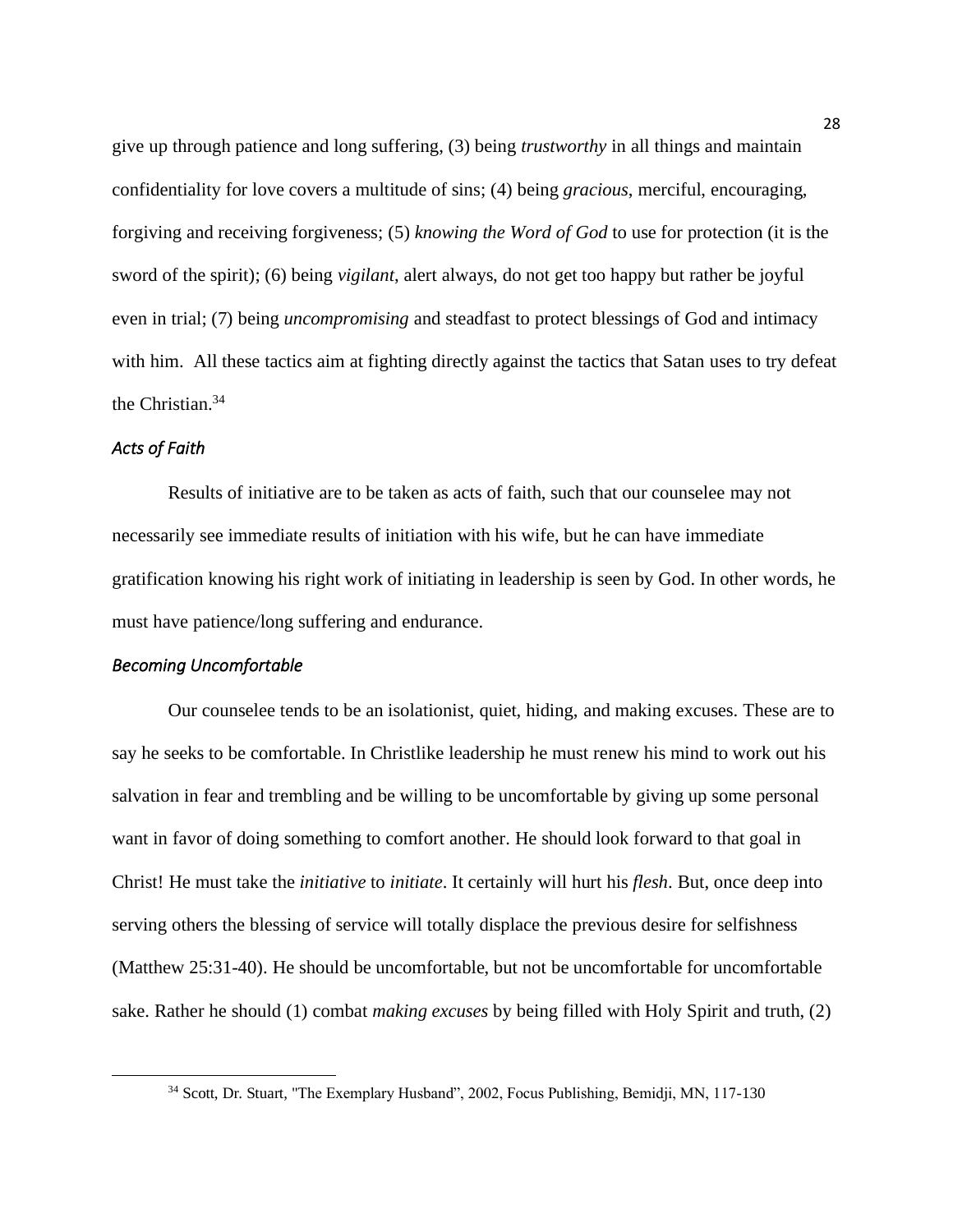give up through patience and long suffering, (3) being *trustworthy* in all things and maintain confidentiality for love covers a multitude of sins; (4) being *gracious*, merciful, encouraging, forgiving and receiving forgiveness; (5) *knowing the Word of God* to use for protection (it is the sword of the spirit); (6) being *vigilant*, alert always, do not get too happy but rather be joyful even in trial; (7) being *uncompromising* and steadfast to protect blessings of God and intimacy with him. All these tactics aim at fighting directly against the tactics that Satan uses to try defeat the Christian.[34]

### *Acts of Faith*

Results of initiative are to be taken as acts of faith, such that our counselee may not necessarily see immediate results of initiation with his wife, but he can have immediate gratification knowing his right work of initiating in leadership is seen by God. In other words, he must have patience/long suffering and endurance.

### *Becoming Uncomfortable*

Our counselee tends to be an isolationist, quiet, hiding, and making excuses. These are to say he seeks to be comfortable. In Christlike leadership he must renew his mind to work out his salvation in fear and trembling and be willing to be uncomfortable by giving up some personal want in favor of doing something to comfort another. He should look forward to that goal in Christ! He must take the *initiative* to *initiate*. It certainly will hurt his *flesh*. But, once deep into serving others the blessing of service will totally displace the previous desire for selfishness (Matthew 25:31-40). He should be uncomfortable, but not be uncomfortable for uncomfortable sake. Rather he should (1) combat *making excuses* by being filled with Holy Spirit and truth, (2)

---

[34] Scott, Dr. Stuart, "The Exemplary Husband", 2002, Focus Publishing, Bemidji, MN, 117-130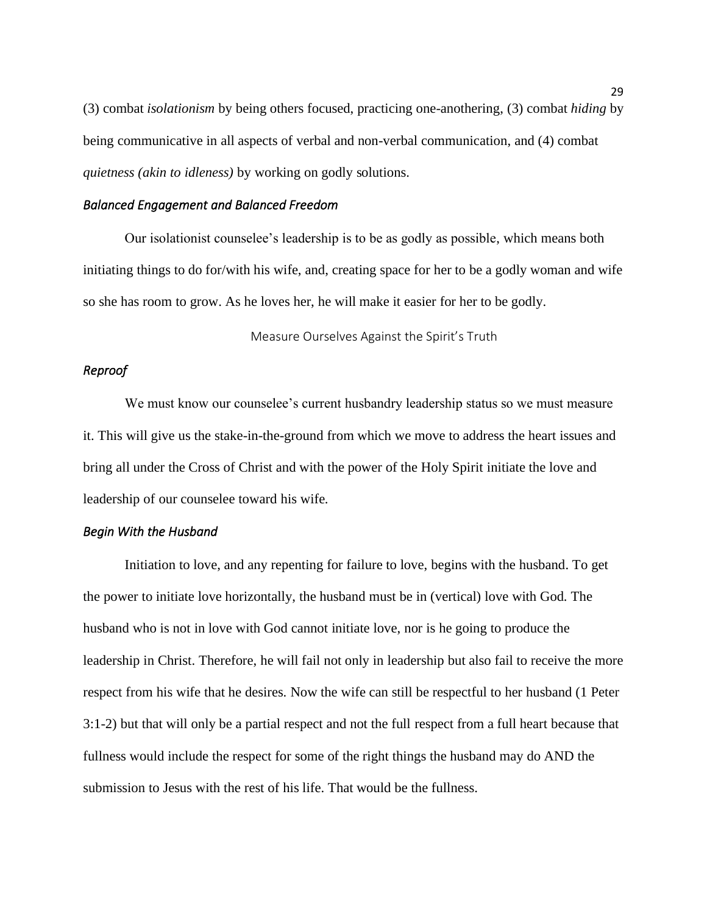(3) combat *isolationism* by being others focused, practicing one-anothering, (3) combat *hiding* by being communicative in all aspects of verbal and non-verbal communication, and (4) combat *quietness (akin to idleness)* by working on godly solutions.

### *Balanced Engagement and Balanced Freedom*

Our isolationist counselee's leadership is to be as godly as possible, which means both initiating things to do for/with his wife, and, creating space for her to be a godly woman and wife so she has room to grow. As he loves her, he will make it easier for her to be godly.

## Measure Ourselves Against the Spirit's Truth

### *Reproof*

We must know our counselee's current husbandry leadership status so we must measure it. This will give us the stake-in-the-ground from which we move to address the heart issues and bring all under the Cross of Christ and with the power of the Holy Spirit initiate the love and leadership of our counselee toward his wife.

### *Begin With the Husband*

Initiation to love, and any repenting for failure to love, begins with the husband. To get the power to initiate love horizontally, the husband must be in (vertical) love with God. The husband who is not in love with God cannot initiate love, nor is he going to produce the leadership in Christ. Therefore, he will fail not only in leadership but also fail to receive the more respect from his wife that he desires. Now the wife can still be respectful to her husband (1 Peter 3:1-2) but that will only be a partial respect and not the full respect from a full heart because that fullness would include the respect for some of the right things the husband may do AND the submission to Jesus with the rest of his life. That would be the fullness.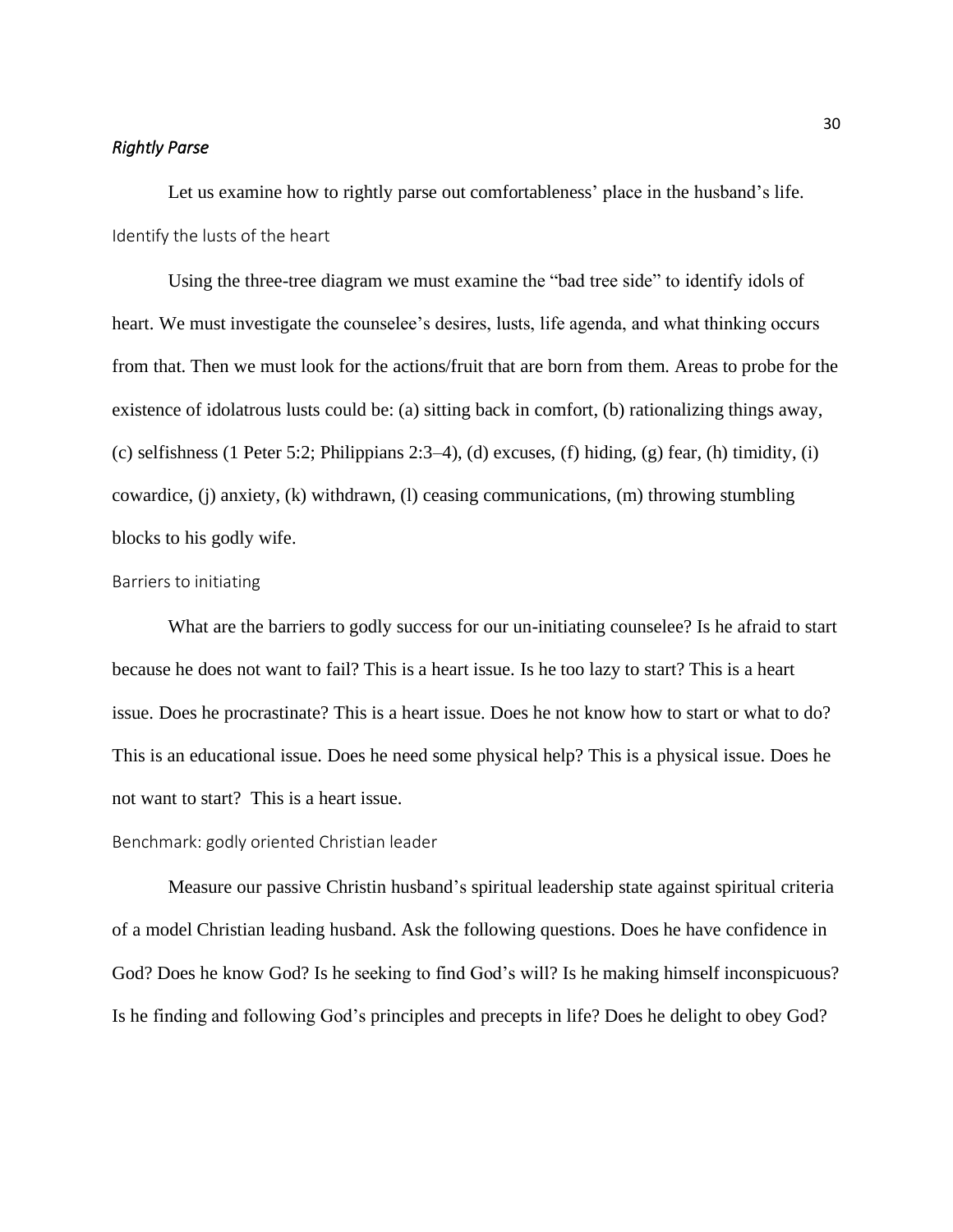### *Rightly Parse*

Let us examine how to rightly parse out comfortableness' place in the husband's life.

#### Identify the lusts of the heart

Using the three-tree diagram we must examine the "bad tree side" to identify idols of heart. We must investigate the counselee's desires, lusts, life agenda, and what thinking occurs from that. Then we must look for the actions/fruit that are born from them. Areas to probe for the existence of idolatrous lusts could be: (a) sitting back in comfort, (b) rationalizing things away, (c) selfishness (1 Peter 5:2; Philippians 2:3–4), (d) excuses, (f) hiding, (g) fear, (h) timidity, (i) cowardice, (j) anxiety, (k) withdrawn, (l) ceasing communications, (m) throwing stumbling blocks to his godly wife.

#### Barriers to initiating

What are the barriers to godly success for our un-initiating counselee? Is he afraid to start because he does not want to fail? This is a heart issue. Is he too lazy to start? This is a heart issue. Does he procrastinate? This is a heart issue. Does he not know how to start or what to do? This is an educational issue. Does he need some physical help? This is a physical issue. Does he not want to start? This is a heart issue.

#### Benchmark: godly oriented Christian leader

Measure our passive Christin husband's spiritual leadership state against spiritual criteria of a model Christian leading husband. Ask the following questions. Does he have confidence in God? Does he know God? Is he seeking to find God's will? Is he making himself inconspicuous? Is he finding and following God's principles and precepts in life? Does he delight to obey God?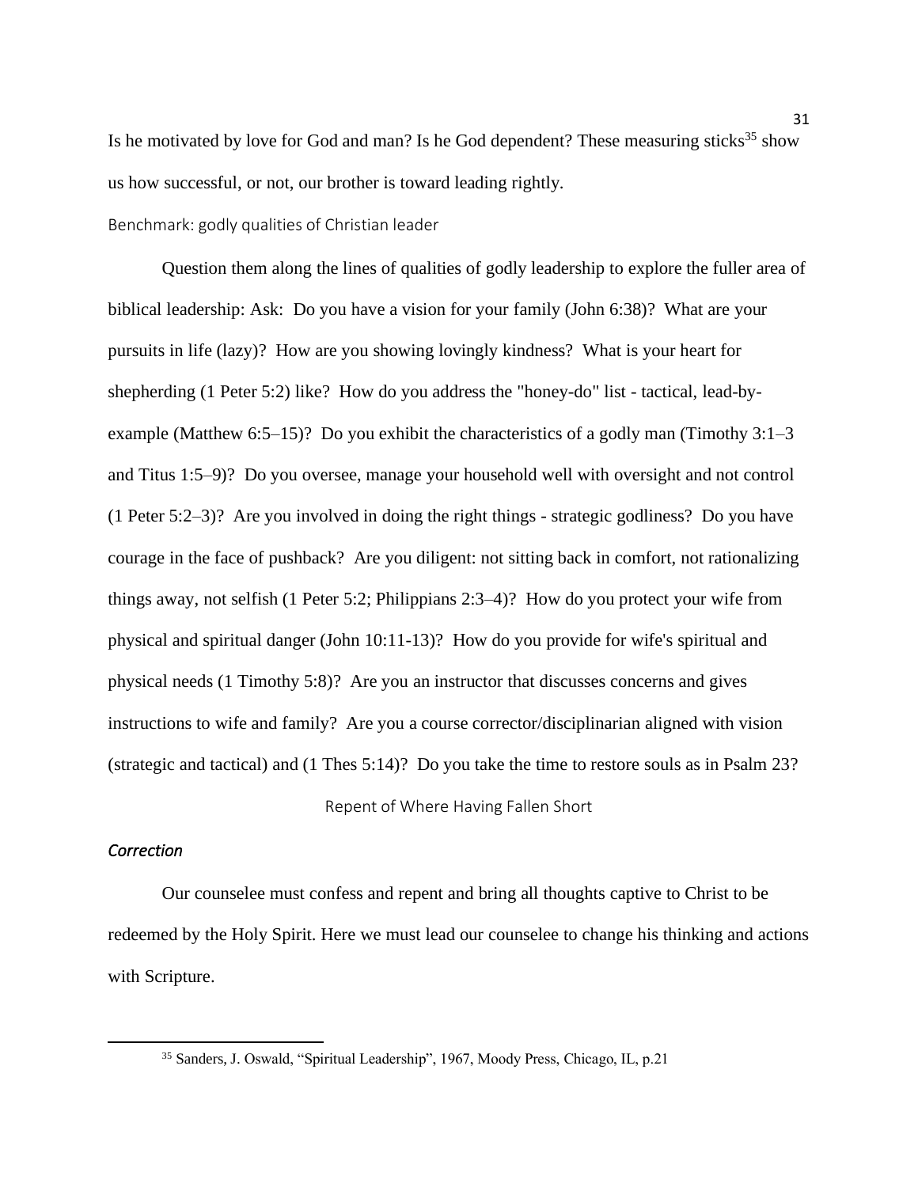Is he motivated by love for God and man? Is he God dependent? These measuring sticks[35] show us how successful, or not, our brother is toward leading rightly.

### Benchmark: godly qualities of Christian leader

Question them along the lines of qualities of godly leadership to explore the fuller area of biblical leadership: Ask: Do you have a vision for your family (John 6:38)? What are your pursuits in life (lazy)? How are you showing lovingly kindness? What is your heart for shepherding (1 Peter 5:2) like? How do you address the "honey-do" list - tactical, lead-by-example (Matthew 6:5–15)? Do you exhibit the characteristics of a godly man (Timothy 3:1–3 and Titus 1:5–9)? Do you oversee, manage your household well with oversight and not control (1 Peter 5:2–3)? Are you involved in doing the right things - strategic godliness? Do you have courage in the face of pushback? Are you diligent: not sitting back in comfort, not rationalizing things away, not selfish (1 Peter 5:2; Philippians 2:3–4)? How do you protect your wife from physical and spiritual danger (John 10:11-13)? How do you provide for wife's spiritual and physical needs (1 Timothy 5:8)? Are you an instructor that discusses concerns and gives instructions to wife and family? Are you a course corrector/disciplinarian aligned with vision (strategic and tactical) and (1 Thes 5:14)? Do you take the time to restore souls as in Psalm 23?

## Repent of Where Having Fallen Short

### *Correction*

Our counselee must confess and repent and bring all thoughts captive to Christ to be redeemed by the Holy Spirit. Here we must lead our counselee to change his thinking and actions with Scripture.

---

[35] Sanders, J. Oswald, "Spiritual Leadership", 1967, Moody Press, Chicago, IL, p.21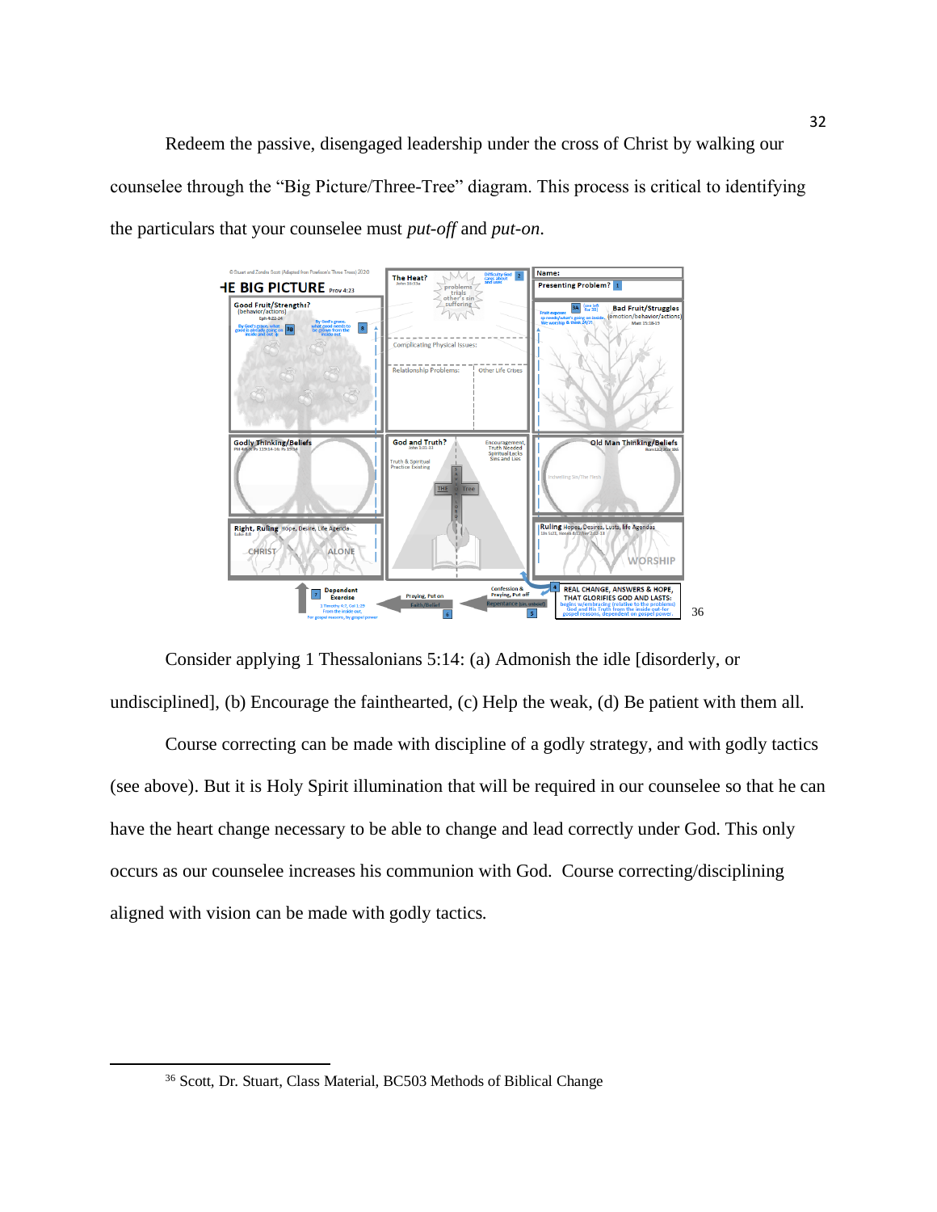Redeem the passive, disengaged leadership under the cross of Christ by walking our counselee through the "Big Picture/Three-Tree" diagram. This process is critical to identifying the particulars that your counselee must *put-off* and *put-on*.

[36]

Consider applying 1 Thessalonians 5:14: (a) Admonish the idle [disorderly, or undisciplined], (b) Encourage the fainthearted, (c) Help the weak, (d) Be patient with them all.

Course correcting can be made with discipline of a godly strategy, and with godly tactics (see above). But it is Holy Spirit illumination that will be required in our counselee so that he can have the heart change necessary to be able to change and lead correctly under God. This only occurs as our counselee increases his communion with God. Course correcting/disciplining aligned with vision can be made with godly tactics.

---

[36] Scott, Dr. Stuart, Class Material, BC503 Methods of Biblical Change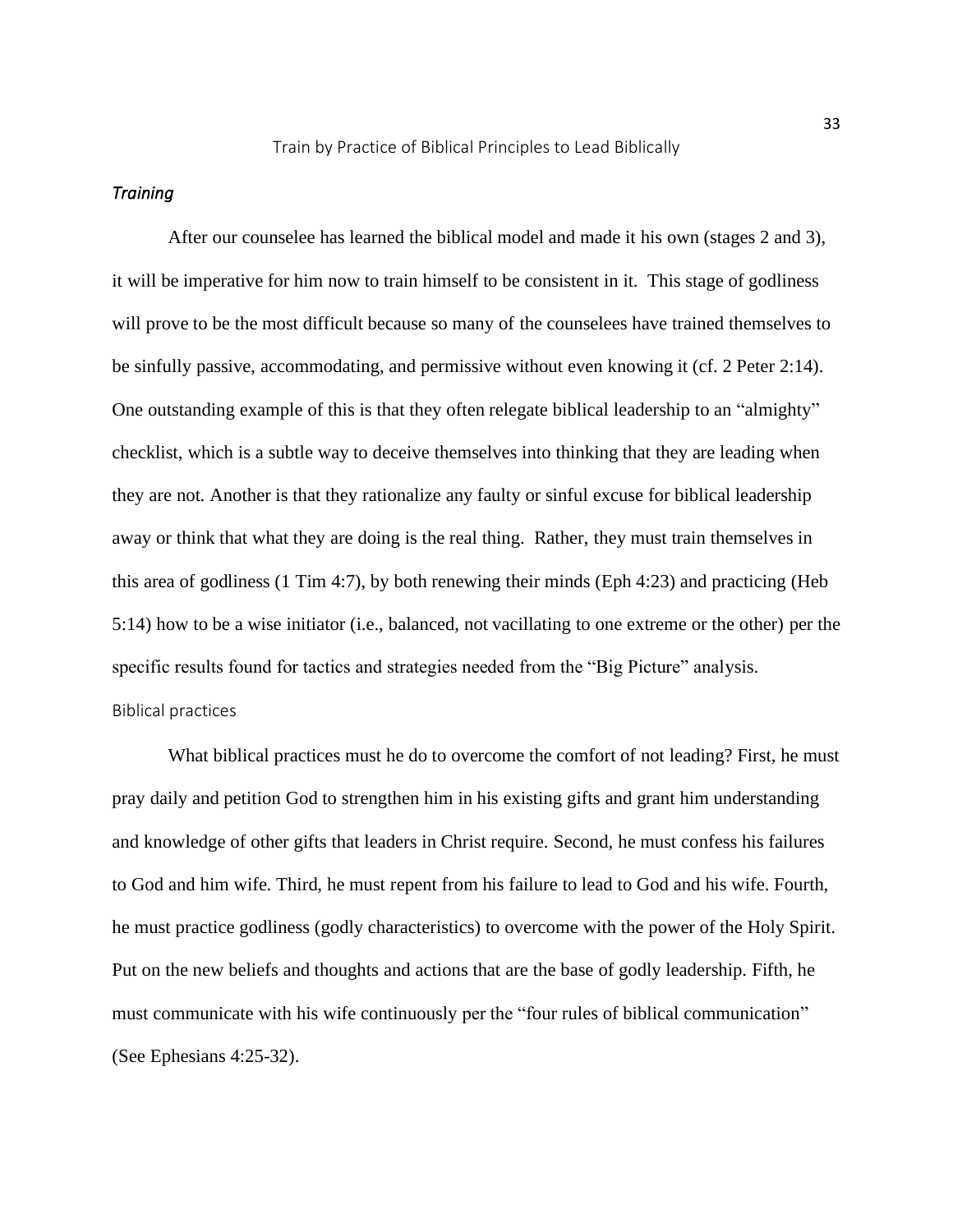## Train by Practice of Biblical Principles to Lead Biblically

### *Training*

After our counselee has learned the biblical model and made it his own (stages 2 and 3), it will be imperative for him now to train himself to be consistent in it. This stage of godliness will prove to be the most difficult because so many of the counselees have trained themselves to be sinfully passive, accommodating, and permissive without even knowing it (cf. 2 Peter 2:14). One outstanding example of this is that they often relegate biblical leadership to an "almighty" checklist, which is a subtle way to deceive themselves into thinking that they are leading when they are not. Another is that they rationalize any faulty or sinful excuse for biblical leadership away or think that what they are doing is the real thing. Rather, they must train themselves in this area of godliness (1 Tim 4:7), by both renewing their minds (Eph 4:23) and practicing (Heb 5:14) how to be a wise initiator (i.e., balanced, not vacillating to one extreme or the other) per the specific results found for tactics and strategies needed from the "Big Picture" analysis.

#### Biblical practices

What biblical practices must he do to overcome the comfort of not leading? First, he must pray daily and petition God to strengthen him in his existing gifts and grant him understanding and knowledge of other gifts that leaders in Christ require. Second, he must confess his failures to God and him wife. Third, he must repent from his failure to lead to God and his wife. Fourth, he must practice godliness (godly characteristics) to overcome with the power of the Holy Spirit. Put on the new beliefs and thoughts and actions that are the base of godly leadership. Fifth, he must communicate with his wife continuously per the "four rules of biblical communication" (See Ephesians 4:25-32).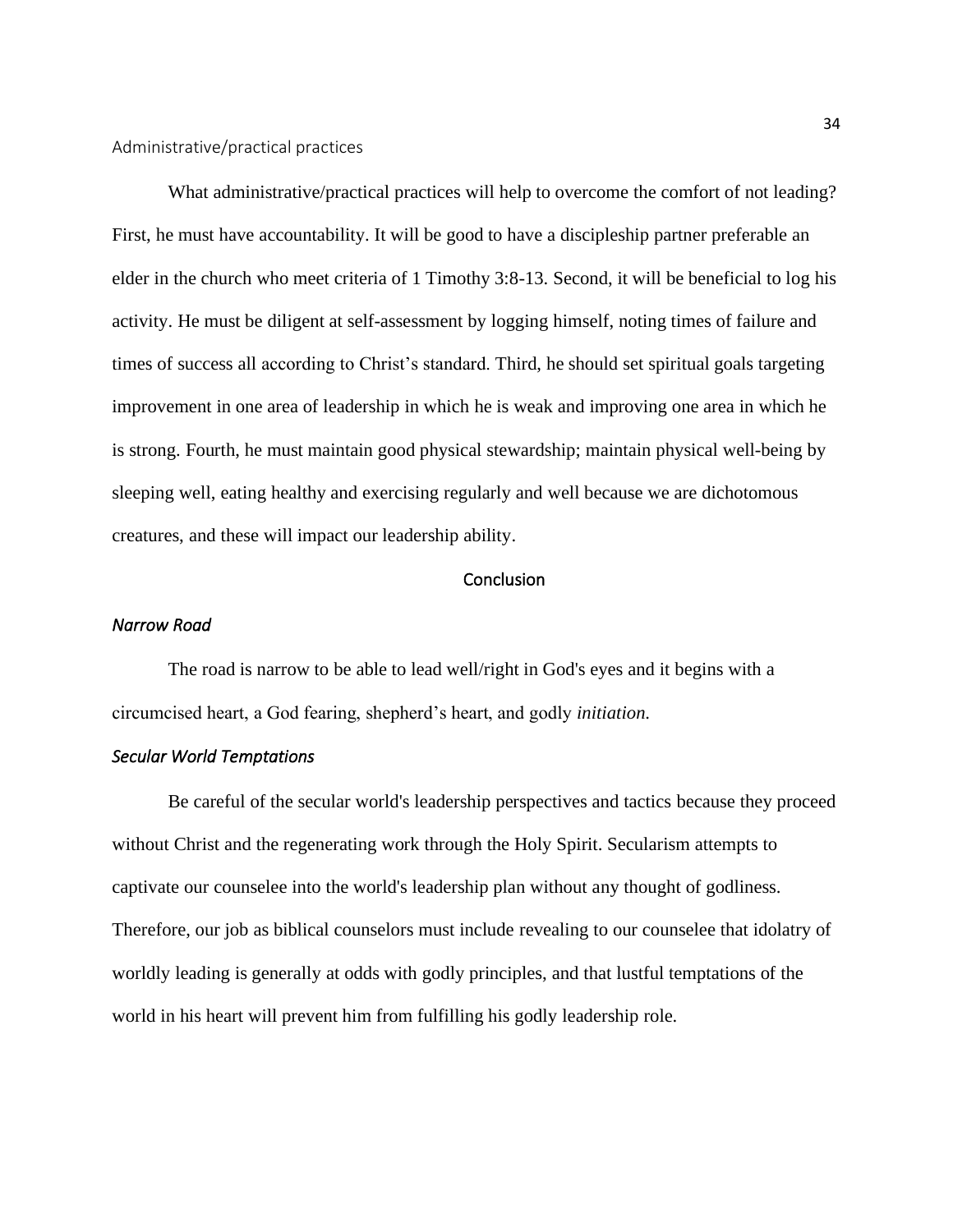### Administrative/practical practices

What administrative/practical practices will help to overcome the comfort of not leading? First, he must have accountability. It will be good to have a discipleship partner preferable an elder in the church who meet criteria of 1 Timothy 3:8-13. Second, it will be beneficial to log his activity. He must be diligent at self-assessment by logging himself, noting times of failure and times of success all according to Christ's standard. Third, he should set spiritual goals targeting improvement in one area of leadership in which he is weak and improving one area in which he is strong. Fourth, he must maintain good physical stewardship; maintain physical well-being by sleeping well, eating healthy and exercising regularly and well because we are dichotomous creatures, and these will impact our leadership ability.

## Conclusion

### *Narrow Road*

The road is narrow to be able to lead well/right in God's eyes and it begins with a circumcised heart, a God fearing, shepherd's heart, and godly *initiation.*

### *Secular World Temptations*

Be careful of the secular world's leadership perspectives and tactics because they proceed without Christ and the regenerating work through the Holy Spirit. Secularism attempts to captivate our counselee into the world's leadership plan without any thought of godliness. Therefore, our job as biblical counselors must include revealing to our counselee that idolatry of worldly leading is generally at odds with godly principles, and that lustful temptations of the world in his heart will prevent him from fulfilling his godly leadership role.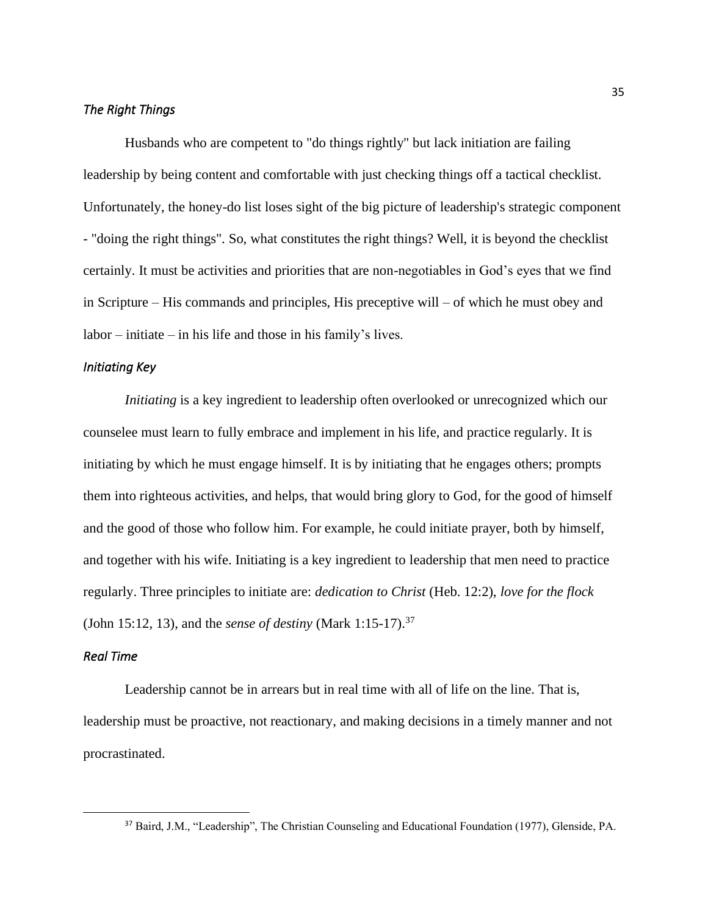### *The Right Things*

Husbands who are competent to "do things rightly" but lack initiation are failing leadership by being content and comfortable with just checking things off a tactical checklist. Unfortunately, the honey-do list loses sight of the big picture of leadership's strategic component - "doing the right things". So, what constitutes the right things? Well, it is beyond the checklist certainly. It must be activities and priorities that are non-negotiables in God's eyes that we find in Scripture – His commands and principles, His preceptive will – of which he must obey and labor – initiate – in his life and those in his family's lives.

### *Initiating Key*

*Initiating* is a key ingredient to leadership often overlooked or unrecognized which our counselee must learn to fully embrace and implement in his life, and practice regularly. It is initiating by which he must engage himself. It is by initiating that he engages others; prompts them into righteous activities, and helps, that would bring glory to God, for the good of himself and the good of those who follow him. For example, he could initiate prayer, both by himself, and together with his wife. Initiating is a key ingredient to leadership that men need to practice regularly. Three principles to initiate are: ***dedication to Christ*** (Heb. 12:2), ***love for the flock*** (John 15:12, 13), and the ***sense of destiny*** (Mark 1:15-17).[37]

### *Real Time*

Leadership cannot be in arrears but in real time with all of life on the line. That is, leadership must be proactive, not reactionary, and making decisions in a timely manner and not procrastinated.

---

[37] Baird, J.M., "Leadership", The Christian Counseling and Educational Foundation (1977), Glenside, PA.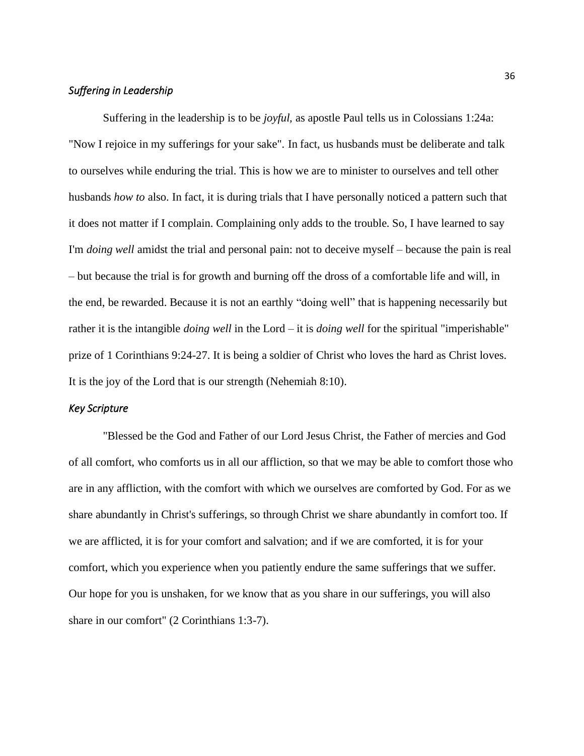### *Suffering in Leadership*

Suffering in the leadership is to be *joyful,* as apostle Paul tells us in Colossians 1:24a: "Now I rejoice in my sufferings for your sake". In fact, us husbands must be deliberate and talk to ourselves while enduring the trial. This is how we are to minister to ourselves and tell other husbands *how to* also. In fact, it is during trials that I have personally noticed a pattern such that it does not matter if I complain. Complaining only adds to the trouble. So, I have learned to say I'm *doing well* amidst the trial and personal pain: not to deceive myself – because the pain is real – but because the trial is for growth and burning off the dross of a comfortable life and will, in the end, be rewarded. Because it is not an earthly "doing well" that is happening necessarily but rather it is the intangible *doing well* in the Lord – it is *doing well* for the spiritual "imperishable" prize of 1 Corinthians 9:24-27. It is being a soldier of Christ who loves the hard as Christ loves. It is the joy of the Lord that is our strength (Nehemiah 8:10).

### *Key Scripture*

"Blessed be the God and Father of our Lord Jesus Christ, the Father of mercies and God of all comfort, who comforts us in all our affliction, so that we may be able to comfort those who are in any affliction, with the comfort with which we ourselves are comforted by God. For as we share abundantly in Christ's sufferings, so through Christ we share abundantly in comfort too. If we are afflicted, it is for your comfort and salvation; and if we are comforted, it is for your comfort, which you experience when you patiently endure the same sufferings that we suffer. Our hope for you is unshaken, for we know that as you share in our sufferings, you will also share in our comfort" (2 Corinthians 1:3-7).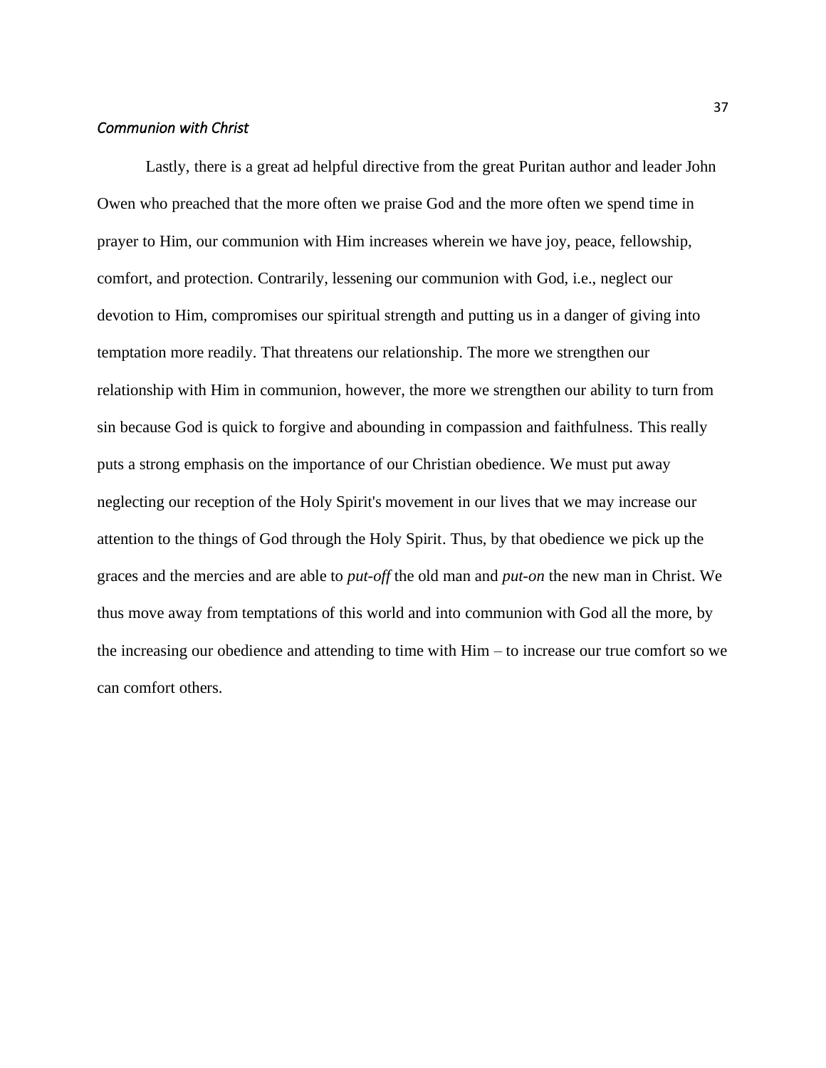### *Communion with Christ*

Lastly, there is a great ad helpful directive from the great Puritan author and leader John Owen who preached that the more often we praise God and the more often we spend time in prayer to Him, our communion with Him increases wherein we have joy, peace, fellowship, comfort, and protection. Contrarily, lessening our communion with God, i.e., neglect our devotion to Him, compromises our spiritual strength and putting us in a danger of giving into temptation more readily. That threatens our relationship. The more we strengthen our relationship with Him in communion, however, the more we strengthen our ability to turn from sin because God is quick to forgive and abounding in compassion and faithfulness. This really puts a strong emphasis on the importance of our Christian obedience. We must put away neglecting our reception of the Holy Spirit's movement in our lives that we may increase our attention to the things of God through the Holy Spirit. Thus, by that obedience we pick up the graces and the mercies and are able to *put-off* the old man and *put-on* the new man in Christ. We thus move away from temptations of this world and into communion with God all the more, by the increasing our obedience and attending to time with Him – to increase our true comfort so we can comfort others.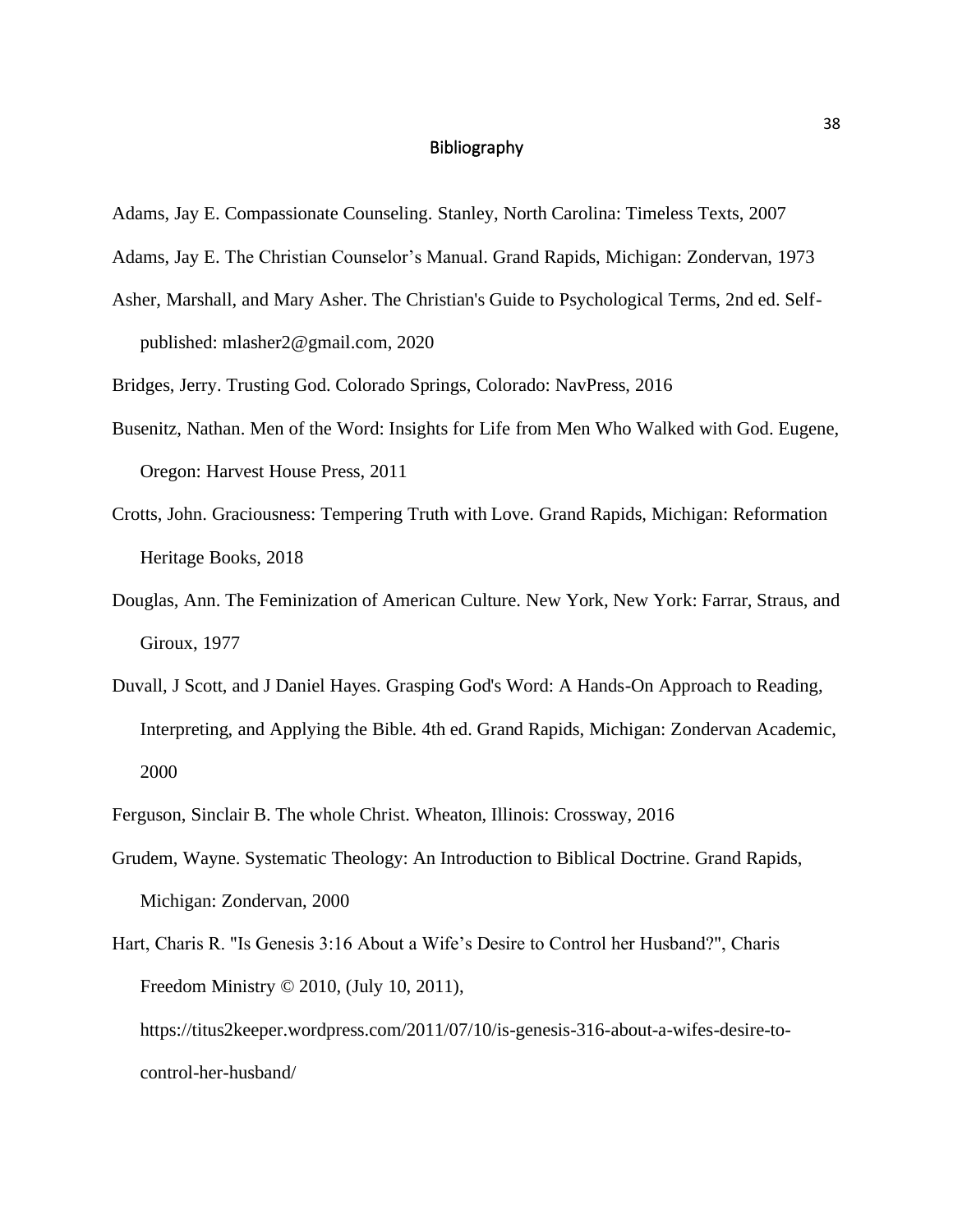# Bibliography

Adams, Jay E. Compassionate Counseling. Stanley, North Carolina: Timeless Texts, 2007

Adams, Jay E. The Christian Counselor's Manual. Grand Rapids, Michigan: Zondervan, 1973

Asher, Marshall, and Mary Asher. The Christian's Guide to Psychological Terms, 2nd ed. Self-published: mlasher2@gmail.com, 2020

Bridges, Jerry. Trusting God. Colorado Springs, Colorado: NavPress, 2016

Busenitz, Nathan. Men of the Word: Insights for Life from Men Who Walked with God. Eugene, Oregon: Harvest House Press, 2011

Crotts, John. Graciousness: Tempering Truth with Love. Grand Rapids, Michigan: Reformation Heritage Books, 2018

Douglas, Ann. The Feminization of American Culture. New York, New York: Farrar, Straus, and Giroux, 1977

Duvall, J Scott, and J Daniel Hayes. Grasping God's Word: A Hands-On Approach to Reading, Interpreting, and Applying the Bible. 4th ed. Grand Rapids, Michigan: Zondervan Academic, 2000

Ferguson, Sinclair B. The whole Christ. Wheaton, Illinois: Crossway, 2016

Grudem, Wayne. Systematic Theology: An Introduction to Biblical Doctrine. Grand Rapids, Michigan: Zondervan, 2000

Hart, Charis R. "Is Genesis 3:16 About a Wife's Desire to Control her Husband?", Charis Freedom Ministry © 2010, (July 10, 2011), https://titus2keeper.wordpress.com/2011/07/10/is-genesis-316-about-a-wifes-desire-to-control-her-husband/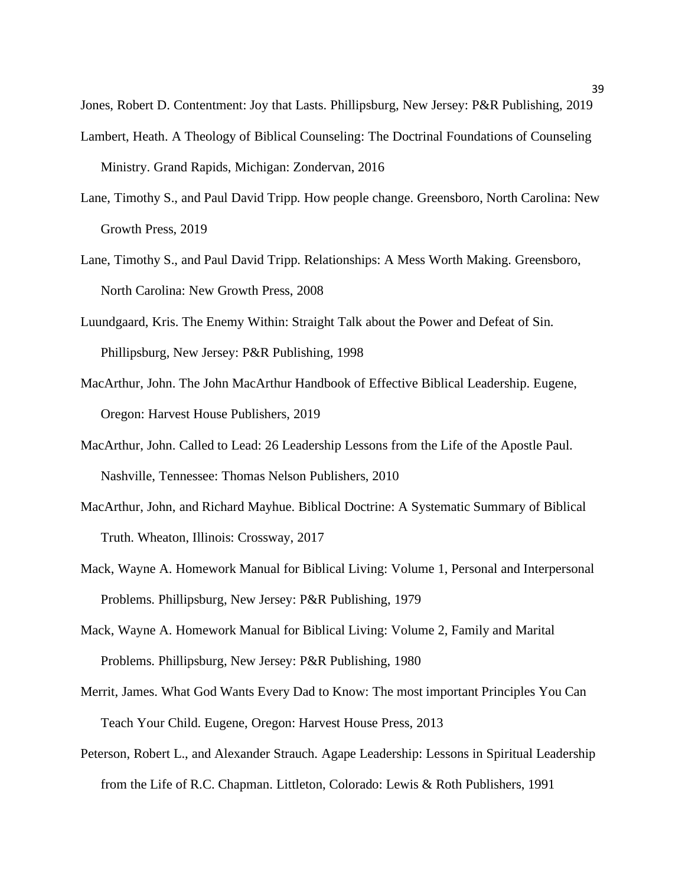Jones, Robert D. Contentment: Joy that Lasts. Phillipsburg, New Jersey: P&R Publishing, 2019

Lambert, Heath. A Theology of Biblical Counseling: The Doctrinal Foundations of Counseling Ministry. Grand Rapids, Michigan: Zondervan, 2016

Lane, Timothy S., and Paul David Tripp. How people change. Greensboro, North Carolina: New Growth Press, 2019

Lane, Timothy S., and Paul David Tripp. Relationships: A Mess Worth Making. Greensboro, North Carolina: New Growth Press, 2008

Luundgaard, Kris. The Enemy Within: Straight Talk about the Power and Defeat of Sin. Phillipsburg, New Jersey: P&R Publishing, 1998

MacArthur, John. The John MacArthur Handbook of Effective Biblical Leadership. Eugene, Oregon: Harvest House Publishers, 2019

MacArthur, John. Called to Lead: 26 Leadership Lessons from the Life of the Apostle Paul. Nashville, Tennessee: Thomas Nelson Publishers, 2010

MacArthur, John, and Richard Mayhue. Biblical Doctrine: A Systematic Summary of Biblical Truth. Wheaton, Illinois: Crossway, 2017

Mack, Wayne A. Homework Manual for Biblical Living: Volume 1, Personal and Interpersonal Problems. Phillipsburg, New Jersey: P&R Publishing, 1979

Mack, Wayne A. Homework Manual for Biblical Living: Volume 2, Family and Marital Problems. Phillipsburg, New Jersey: P&R Publishing, 1980

Merrit, James. What God Wants Every Dad to Know: The most important Principles You Can Teach Your Child. Eugene, Oregon: Harvest House Press, 2013

Peterson, Robert L., and Alexander Strauch. Agape Leadership: Lessons in Spiritual Leadership from the Life of R.C. Chapman. Littleton, Colorado: Lewis & Roth Publishers, 1991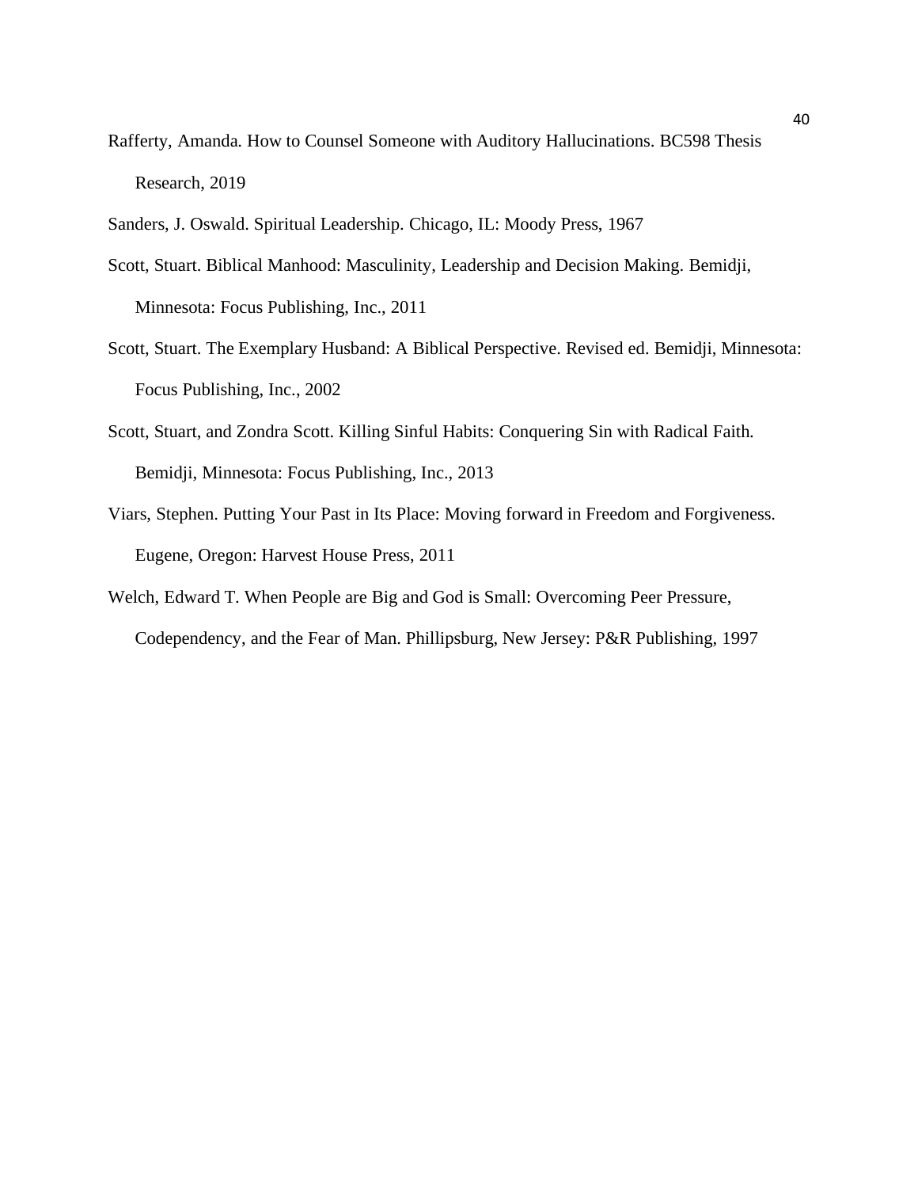Rafferty, Amanda. How to Counsel Someone with Auditory Hallucinations. BC598 Thesis Research, 2019

Sanders, J. Oswald. Spiritual Leadership. Chicago, IL: Moody Press, 1967

Scott, Stuart. Biblical Manhood: Masculinity, Leadership and Decision Making. Bemidji, Minnesota: Focus Publishing, Inc., 2011

Scott, Stuart. The Exemplary Husband: A Biblical Perspective. Revised ed. Bemidji, Minnesota: Focus Publishing, Inc., 2002

Scott, Stuart, and Zondra Scott. Killing Sinful Habits: Conquering Sin with Radical Faith. Bemidji, Minnesota: Focus Publishing, Inc., 2013

Viars, Stephen. Putting Your Past in Its Place: Moving forward in Freedom and Forgiveness. Eugene, Oregon: Harvest House Press, 2011

Welch, Edward T. When People are Big and God is Small: Overcoming Peer Pressure, Codependency, and the Fear of Man. Phillipsburg, New Jersey: P&R Publishing, 1997